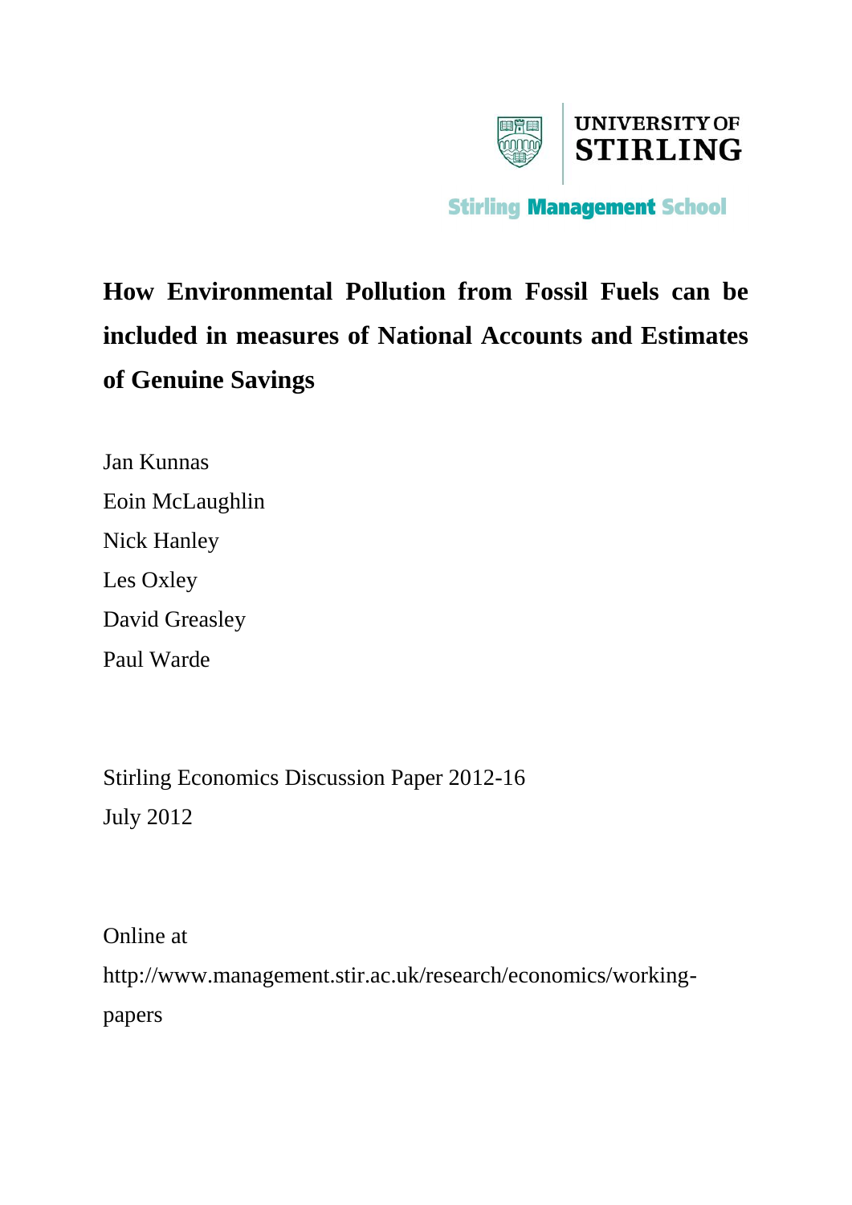UNIVERSITY OF
STIRLING

Stirling Management School

# How Environmental Pollution from Fossil Fuels can be included in measures of National Accounts and Estimates of Genuine Savings

Jan Kunnas

Eoin McLaughlin

Nick Hanley

Les Oxley

David Greasley

Paul Warde

Stirling Economics Discussion Paper 2012-16

July 2012

Online at

http://www.management.stir.ac.uk/research/economics/working-papers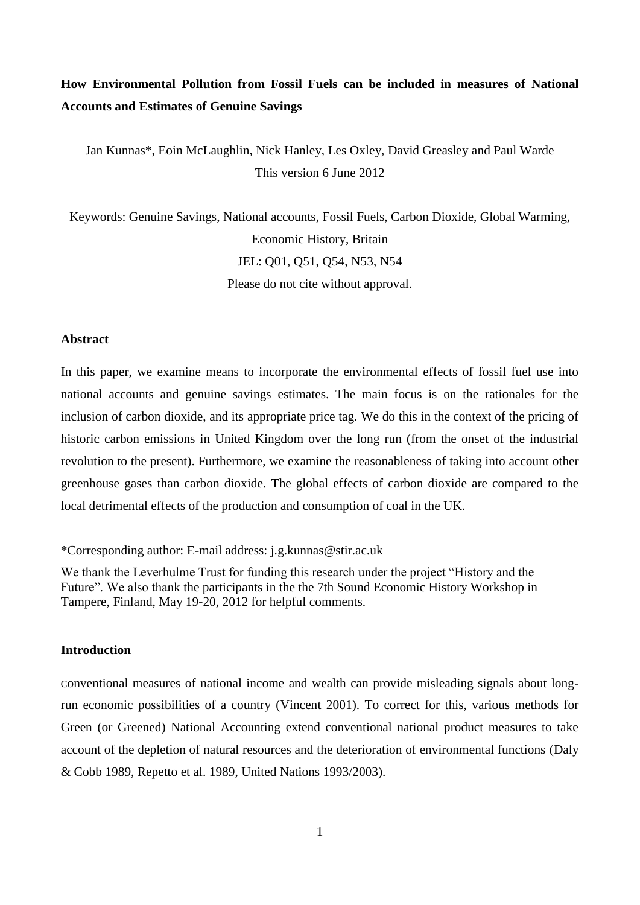**How Environmental Pollution from Fossil Fuels can be included in measures of National Accounts and Estimates of Genuine Savings**

Jan Kunnas*, Eoin McLaughlin, Nick Hanley, Les Oxley, David Greasley and Paul Warde
This version 6 June 2012

Keywords: Genuine Savings, National accounts, Fossil Fuels, Carbon Dioxide, Global Warming, Economic History, Britain
JEL: Q01, Q51, Q54, N53, N54
Please do not cite without approval.

## Abstract

In this paper, we examine means to incorporate the environmental effects of fossil fuel use into national accounts and genuine savings estimates. The main focus is on the rationales for the inclusion of carbon dioxide, and its appropriate price tag. We do this in the context of the pricing of historic carbon emissions in United Kingdom over the long run (from the onset of the industrial revolution to the present). Furthermore, we examine the reasonableness of taking into account other greenhouse gases than carbon dioxide. The global effects of carbon dioxide are compared to the local detrimental effects of the production and consumption of coal in the UK.

*Corresponding author: E-mail address: j.g.kunnas@stir.ac.uk

We thank the Leverhulme Trust for funding this research under the project "History and the Future". We also thank the participants in the the 7th Sound Economic History Workshop in Tampere, Finland, May 19-20, 2012 for helpful comments.

## Introduction

Conventional measures of national income and wealth can provide misleading signals about long-run economic possibilities of a country (Vincent 2001). To correct for this, various methods for Green (or Greened) National Accounting extend conventional national product measures to take account of the depletion of natural resources and the deterioration of environmental functions (Daly & Cobb 1989, Repetto et al. 1989, United Nations 1993/2003).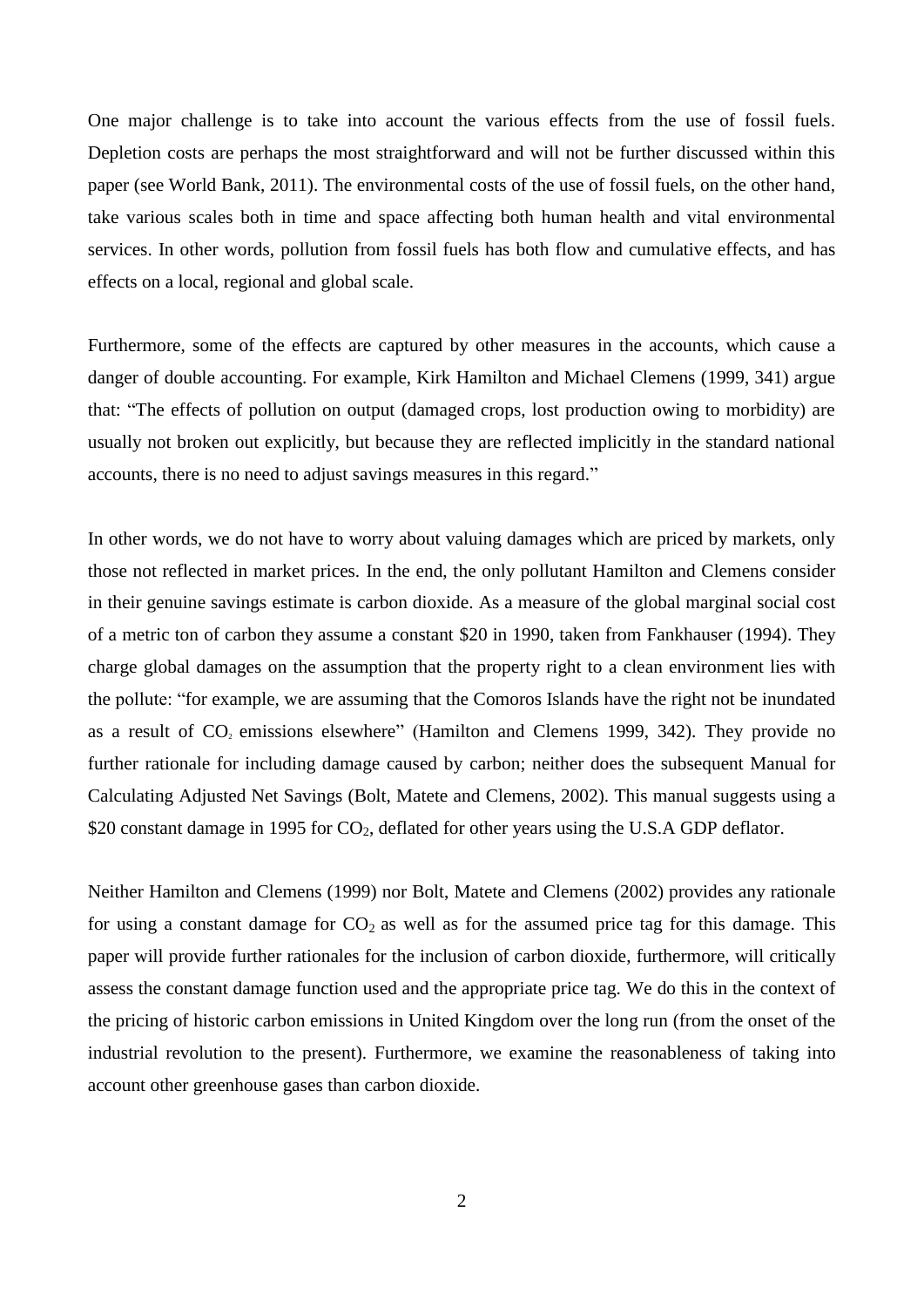One major challenge is to take into account the various effects from the use of fossil fuels. Depletion costs are perhaps the most straightforward and will not be further discussed within this paper (see World Bank, 2011). The environmental costs of the use of fossil fuels, on the other hand, take various scales both in time and space affecting both human health and vital environmental services. In other words, pollution from fossil fuels has both flow and cumulative effects, and has effects on a local, regional and global scale.

Furthermore, some of the effects are captured by other measures in the accounts, which cause a danger of double accounting. For example, Kirk Hamilton and Michael Clemens (1999, 341) argue that: "The effects of pollution on output (damaged crops, lost production owing to morbidity) are usually not broken out explicitly, but because they are reflected implicitly in the standard national accounts, there is no need to adjust savings measures in this regard."

In other words, we do not have to worry about valuing damages which are priced by markets, only those not reflected in market prices. In the end, the only pollutant Hamilton and Clemens consider in their genuine savings estimate is carbon dioxide. As a measure of the global marginal social cost of a metric ton of carbon they assume a constant $20 in 1990, taken from Fankhauser (1994). They charge global damages on the assumption that the property right to a clean environment lies with the pollute: "for example, we are assuming that the Comoros Islands have the right not be inundated as a result of $CO_2$ emissions elsewhere" (Hamilton and Clemens 1999, 342). They provide no further rationale for including damage caused by carbon; neither does the subsequent Manual for Calculating Adjusted Net Savings (Bolt, Matete and Clemens, 2002). This manual suggests using a $20 constant damage in 1995 for $CO_2$, deflated for other years using the U.S.A GDP deflator.

Neither Hamilton and Clemens (1999) nor Bolt, Matete and Clemens (2002) provides any rationale for using a constant damage for $CO_2$ as well as for the assumed price tag for this damage. This paper will provide further rationales for the inclusion of carbon dioxide, furthermore, will critically assess the constant damage function used and the appropriate price tag. We do this in the context of the pricing of historic carbon emissions in United Kingdom over the long run (from the onset of the industrial revolution to the present). Furthermore, we examine the reasonableness of taking into account other greenhouse gases than carbon dioxide.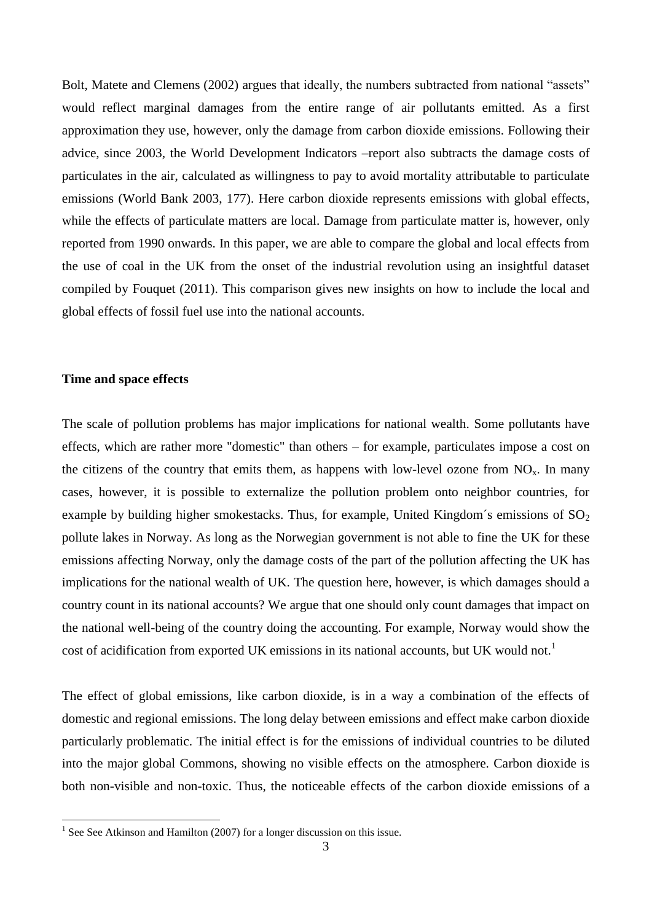Bolt, Matete and Clemens (2002) argues that ideally, the numbers subtracted from national "assets" would reflect marginal damages from the entire range of air pollutants emitted. As a first approximation they use, however, only the damage from carbon dioxide emissions. Following their advice, since 2003, the World Development Indicators –report also subtracts the damage costs of particulates in the air, calculated as willingness to pay to avoid mortality attributable to particulate emissions (World Bank 2003, 177). Here carbon dioxide represents emissions with global effects, while the effects of particulate matters are local. Damage from particulate matter is, however, only reported from 1990 onwards. In this paper, we are able to compare the global and local effects from the use of coal in the UK from the onset of the industrial revolution using an insightful dataset compiled by Fouquet (2011). This comparison gives new insights on how to include the local and global effects of fossil fuel use into the national accounts.

## Time and space effects

The scale of pollution problems has major implications for national wealth. Some pollutants have effects, which are rather more "domestic" than others – for example, particulates impose a cost on the citizens of the country that emits them, as happens with low-level ozone from $NO_x$. In many cases, however, it is possible to externalize the pollution problem onto neighbor countries, for example by building higher smokestacks. Thus, for example, United Kingdom´s emissions of $SO_2$ pollute lakes in Norway. As long as the Norwegian government is not able to fine the UK for these emissions affecting Norway, only the damage costs of the part of the pollution affecting the UK has implications for the national wealth of UK. The question here, however, is which damages should a country count in its national accounts? We argue that one should only count damages that impact on the national well-being of the country doing the accounting. For example, Norway would show the cost of acidification from exported UK emissions in its national accounts, but UK would not.[1]

The effect of global emissions, like carbon dioxide, is in a way a combination of the effects of domestic and regional emissions. The long delay between emissions and effect make carbon dioxide particularly problematic. The initial effect is for the emissions of individual countries to be diluted into the major global Commons, showing no visible effects on the atmosphere. Carbon dioxide is both non-visible and non-toxic. Thus, the noticeable effects of the carbon dioxide emissions of a

[1] See See Atkinson and Hamilton (2007) for a longer discussion on this issue.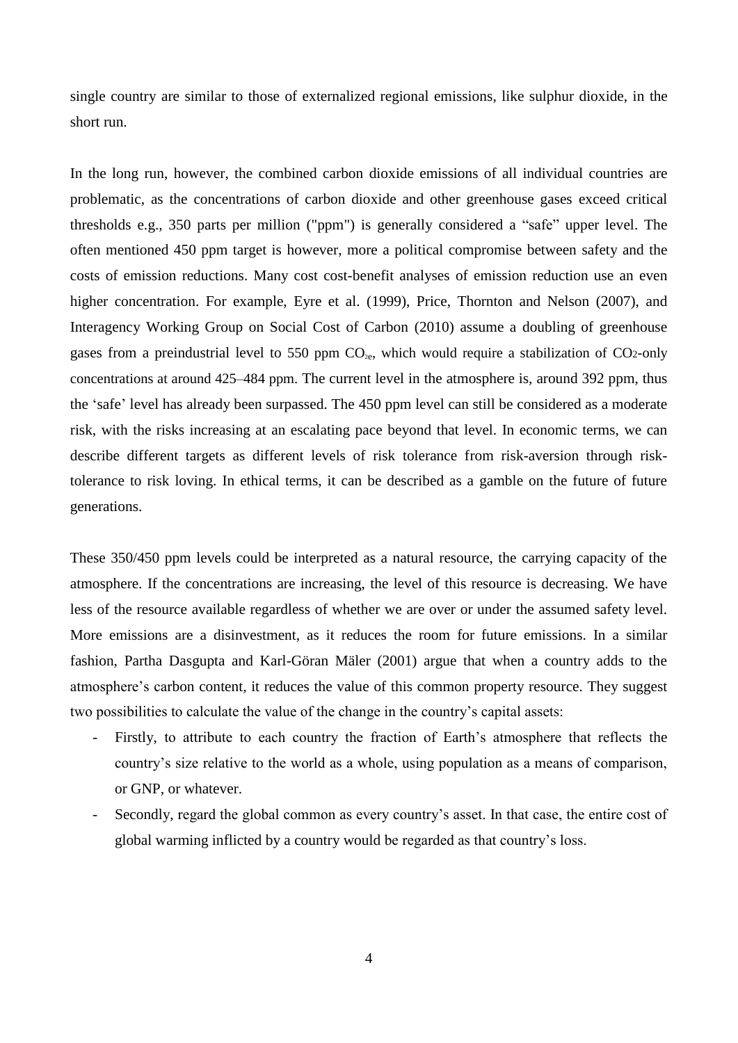single country are similar to those of externalized regional emissions, like sulphur dioxide, in the short run.

In the long run, however, the combined carbon dioxide emissions of all individual countries are problematic, as the concentrations of carbon dioxide and other greenhouse gases exceed critical thresholds e.g., 350 parts per million ("ppm") is generally considered a "safe" upper level. The often mentioned 450 ppm target is however, more a political compromise between safety and the costs of emission reductions. Many cost cost-benefit analyses of emission reduction use an even higher concentration. For example, Eyre et al. (1999), Price, Thornton and Nelson (2007), and Interagency Working Group on Social Cost of Carbon (2010) assume a doubling of greenhouse gases from a preindustrial level to 550 ppm $CO_{2e}$, which would require a stabilization of $CO_2$-only concentrations at around 425–484 ppm. The current level in the atmosphere is, around 392 ppm, thus the 'safe' level has already been surpassed. The 450 ppm level can still be considered as a moderate risk, with the risks increasing at an escalating pace beyond that level. In economic terms, we can describe different targets as different levels of risk tolerance from risk-aversion through risk-tolerance to risk loving. In ethical terms, it can be described as a gamble on the future of future generations.

These 350/450 ppm levels could be interpreted as a natural resource, the carrying capacity of the atmosphere. If the concentrations are increasing, the level of this resource is decreasing. We have less of the resource available regardless of whether we are over or under the assumed safety level. More emissions are a disinvestment, as it reduces the room for future emissions. In a similar fashion, Partha Dasgupta and Karl-Göran Mäler (2001) argue that when a country adds to the atmosphere's carbon content, it reduces the value of this common property resource. They suggest two possibilities to calculate the value of the change in the country's capital assets:

- Firstly, to attribute to each country the fraction of Earth's atmosphere that reflects the country's size relative to the world as a whole, using population as a means of comparison, or GNP, or whatever.
- Secondly, regard the global common as every country's asset. In that case, the entire cost of global warming inflicted by a country would be regarded as that country's loss.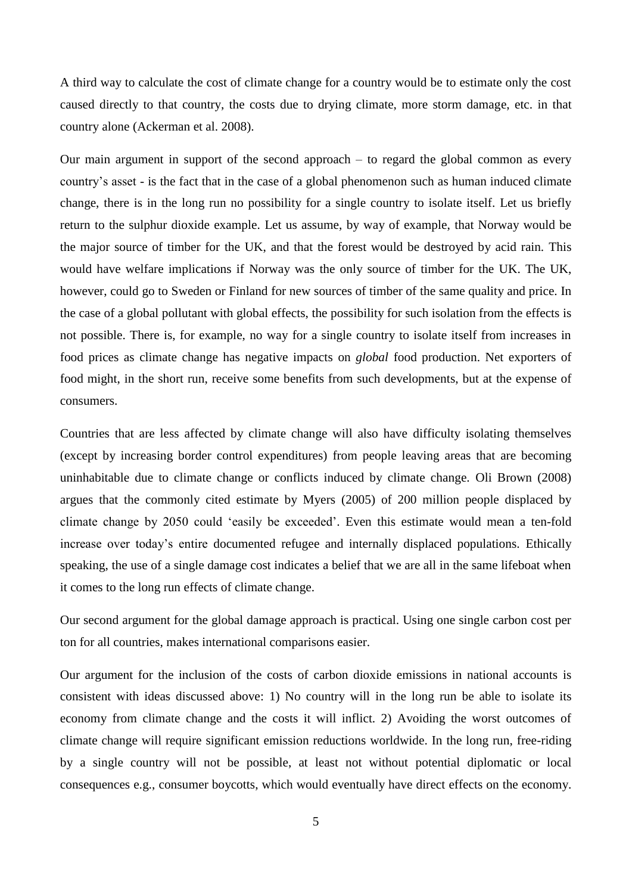A third way to calculate the cost of climate change for a country would be to estimate only the cost caused directly to that country, the costs due to drying climate, more storm damage, etc. in that country alone (Ackerman et al. 2008).

Our main argument in support of the second approach – to regard the global common as every country's asset - is the fact that in the case of a global phenomenon such as human induced climate change, there is in the long run no possibility for a single country to isolate itself. Let us briefly return to the sulphur dioxide example. Let us assume, by way of example, that Norway would be the major source of timber for the UK, and that the forest would be destroyed by acid rain. This would have welfare implications if Norway was the only source of timber for the UK. The UK, however, could go to Sweden or Finland for new sources of timber of the same quality and price. In the case of a global pollutant with global effects, the possibility for such isolation from the effects is not possible. There is, for example, no way for a single country to isolate itself from increases in food prices as climate change has negative impacts on *global* food production. Net exporters of food might, in the short run, receive some benefits from such developments, but at the expense of consumers.

Countries that are less affected by climate change will also have difficulty isolating themselves (except by increasing border control expenditures) from people leaving areas that are becoming uninhabitable due to climate change or conflicts induced by climate change. Oli Brown (2008) argues that the commonly cited estimate by Myers (2005) of 200 million people displaced by climate change by 2050 could 'easily be exceeded'. Even this estimate would mean a ten-fold increase over today's entire documented refugee and internally displaced populations. Ethically speaking, the use of a single damage cost indicates a belief that we are all in the same lifeboat when it comes to the long run effects of climate change.

Our second argument for the global damage approach is practical. Using one single carbon cost per ton for all countries, makes international comparisons easier.

Our argument for the inclusion of the costs of carbon dioxide emissions in national accounts is consistent with ideas discussed above: 1) No country will in the long run be able to isolate its economy from climate change and the costs it will inflict. 2) Avoiding the worst outcomes of climate change will require significant emission reductions worldwide. In the long run, free-riding by a single country will not be possible, at least not without potential diplomatic or local consequences e.g., consumer boycotts, which would eventually have direct effects on the economy.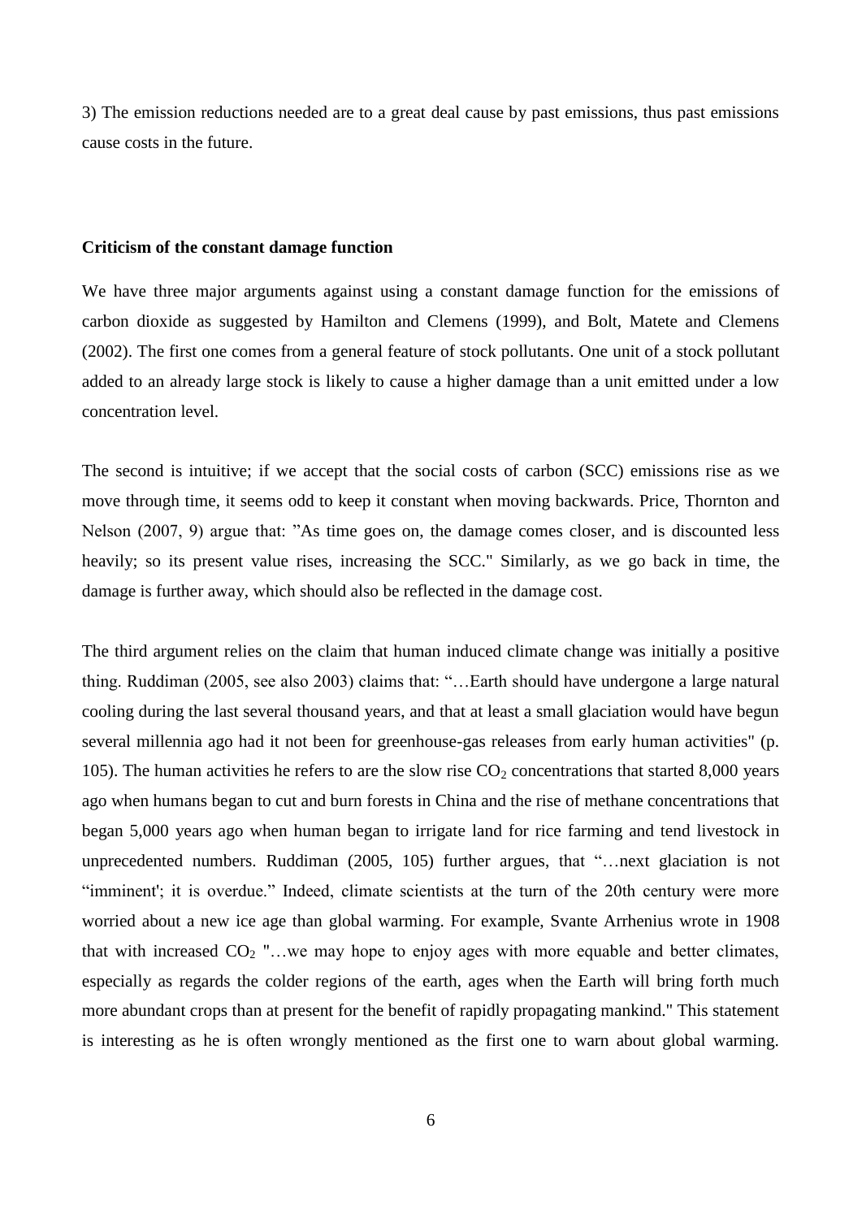3) The emission reductions needed are to a great deal cause by past emissions, thus past emissions cause costs in the future.

**Criticism of the constant damage function**

We have three major arguments against using a constant damage function for the emissions of carbon dioxide as suggested by Hamilton and Clemens (1999), and Bolt, Matete and Clemens (2002). The first one comes from a general feature of stock pollutants. One unit of a stock pollutant added to an already large stock is likely to cause a higher damage than a unit emitted under a low concentration level.

The second is intuitive; if we accept that the social costs of carbon (SCC) emissions rise as we move through time, it seems odd to keep it constant when moving backwards. Price, Thornton and Nelson (2007, 9) argue that: "As time goes on, the damage comes closer, and is discounted less heavily; so its present value rises, increasing the SCC." Similarly, as we go back in time, the damage is further away, which should also be reflected in the damage cost.

The third argument relies on the claim that human induced climate change was initially a positive thing. Ruddiman (2005, see also 2003) claims that: "…Earth should have undergone a large natural cooling during the last several thousand years, and that at least a small glaciation would have begun several millennia ago had it not been for greenhouse-gas releases from early human activities" (p. 105). The human activities he refers to are the slow rise $CO_2$ concentrations that started 8,000 years ago when humans began to cut and burn forests in China and the rise of methane concentrations that began 5,000 years ago when human began to irrigate land for rice farming and tend livestock in unprecedented numbers. Ruddiman (2005, 105) further argues, that "…next glaciation is not "imminent'; it is overdue." Indeed, climate scientists at the turn of the 20th century were more worried about a new ice age than global warming. For example, Svante Arrhenius wrote in 1908 that with increased $CO_2$ "…we may hope to enjoy ages with more equable and better climates, especially as regards the colder regions of the earth, ages when the Earth will bring forth much more abundant crops than at present for the benefit of rapidly propagating mankind." This statement is interesting as he is often wrongly mentioned as the first one to warn about global warming.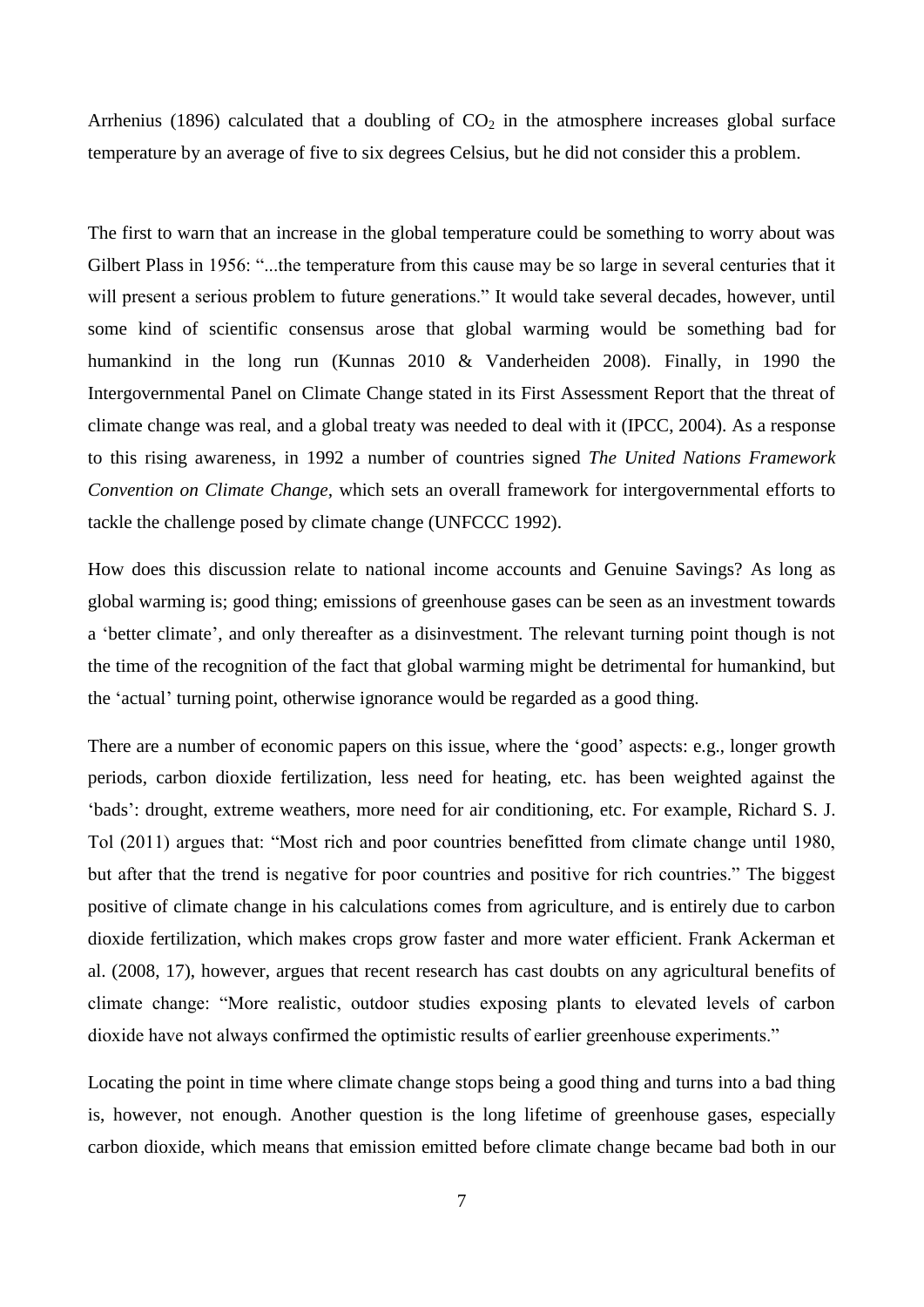Arrhenius (1896) calculated that a doubling of $CO_2$ in the atmosphere increases global surface temperature by an average of five to six degrees Celsius, but he did not consider this a problem.

The first to warn that an increase in the global temperature could be something to worry about was Gilbert Plass in 1956: "...the temperature from this cause may be so large in several centuries that it will present a serious problem to future generations." It would take several decades, however, until some kind of scientific consensus arose that global warming would be something bad for humankind in the long run (Kunnas 2010 & Vanderheiden 2008). Finally, in 1990 the Intergovernmental Panel on Climate Change stated in its First Assessment Report that the threat of climate change was real, and a global treaty was needed to deal with it (IPCC, 2004). As a response to this rising awareness, in 1992 a number of countries signed *The United Nations Framework Convention on Climate Change*, which sets an overall framework for intergovernmental efforts to tackle the challenge posed by climate change (UNFCCC 1992).

How does this discussion relate to national income accounts and Genuine Savings? As long as global warming is; good thing; emissions of greenhouse gases can be seen as an investment towards a 'better climate', and only thereafter as a disinvestment. The relevant turning point though is not the time of the recognition of the fact that global warming might be detrimental for humankind, but the 'actual' turning point, otherwise ignorance would be regarded as a good thing.

There are a number of economic papers on this issue, where the 'good' aspects: e.g., longer growth periods, carbon dioxide fertilization, less need for heating, etc. has been weighted against the 'bads': drought, extreme weathers, more need for air conditioning, etc. For example, Richard S. J. Tol (2011) argues that: "Most rich and poor countries benefitted from climate change until 1980, but after that the trend is negative for poor countries and positive for rich countries." The biggest positive of climate change in his calculations comes from agriculture, and is entirely due to carbon dioxide fertilization, which makes crops grow faster and more water efficient. Frank Ackerman et al. (2008, 17), however, argues that recent research has cast doubts on any agricultural benefits of climate change: "More realistic, outdoor studies exposing plants to elevated levels of carbon dioxide have not always confirmed the optimistic results of earlier greenhouse experiments."

Locating the point in time where climate change stops being a good thing and turns into a bad thing is, however, not enough. Another question is the long lifetime of greenhouse gases, especially carbon dioxide, which means that emission emitted before climate change became bad both in our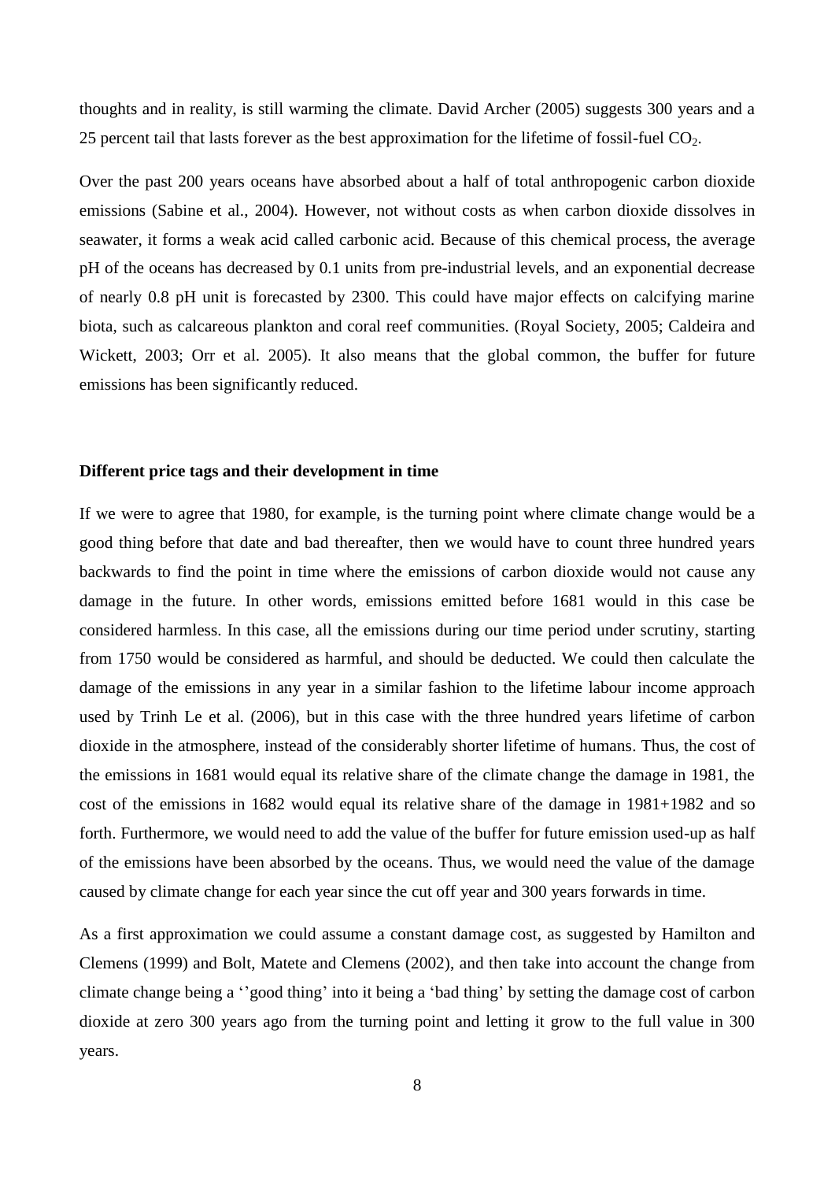thoughts and in reality, is still warming the climate. David Archer (2005) suggests 300 years and a 25 percent tail that lasts forever as the best approximation for the lifetime of fossil-fuel $CO_2$.

Over the past 200 years oceans have absorbed about a half of total anthropogenic carbon dioxide emissions (Sabine et al., 2004). However, not without costs as when carbon dioxide dissolves in seawater, it forms a weak acid called carbonic acid. Because of this chemical process, the average pH of the oceans has decreased by 0.1 units from pre-industrial levels, and an exponential decrease of nearly 0.8 pH unit is forecasted by 2300. This could have major effects on calcifying marine biota, such as calcareous plankton and coral reef communities. (Royal Society, 2005; Caldeira and Wickett, 2003; Orr et al. 2005). It also means that the global common, the buffer for future emissions has been significantly reduced.

**Different price tags and their development in time**

If we were to agree that 1980, for example, is the turning point where climate change would be a good thing before that date and bad thereafter, then we would have to count three hundred years backwards to find the point in time where the emissions of carbon dioxide would not cause any damage in the future. In other words, emissions emitted before 1681 would in this case be considered harmless. In this case, all the emissions during our time period under scrutiny, starting from 1750 would be considered as harmful, and should be deducted. We could then calculate the damage of the emissions in any year in a similar fashion to the lifetime labour income approach used by Trinh Le et al. (2006), but in this case with the three hundred years lifetime of carbon dioxide in the atmosphere, instead of the considerably shorter lifetime of humans. Thus, the cost of the emissions in 1681 would equal its relative share of the climate change the damage in 1981, the cost of the emissions in 1682 would equal its relative share of the damage in 1981+1982 and so forth. Furthermore, we would need to add the value of the buffer for future emission used-up as half of the emissions have been absorbed by the oceans. Thus, we would need the value of the damage caused by climate change for each year since the cut off year and 300 years forwards in time.

As a first approximation we could assume a constant damage cost, as suggested by Hamilton and Clemens (1999) and Bolt, Matete and Clemens (2002), and then take into account the change from climate change being a ‘’good thing’ into it being a ‘bad thing’ by setting the damage cost of carbon dioxide at zero 300 years ago from the turning point and letting it grow to the full value in 300 years.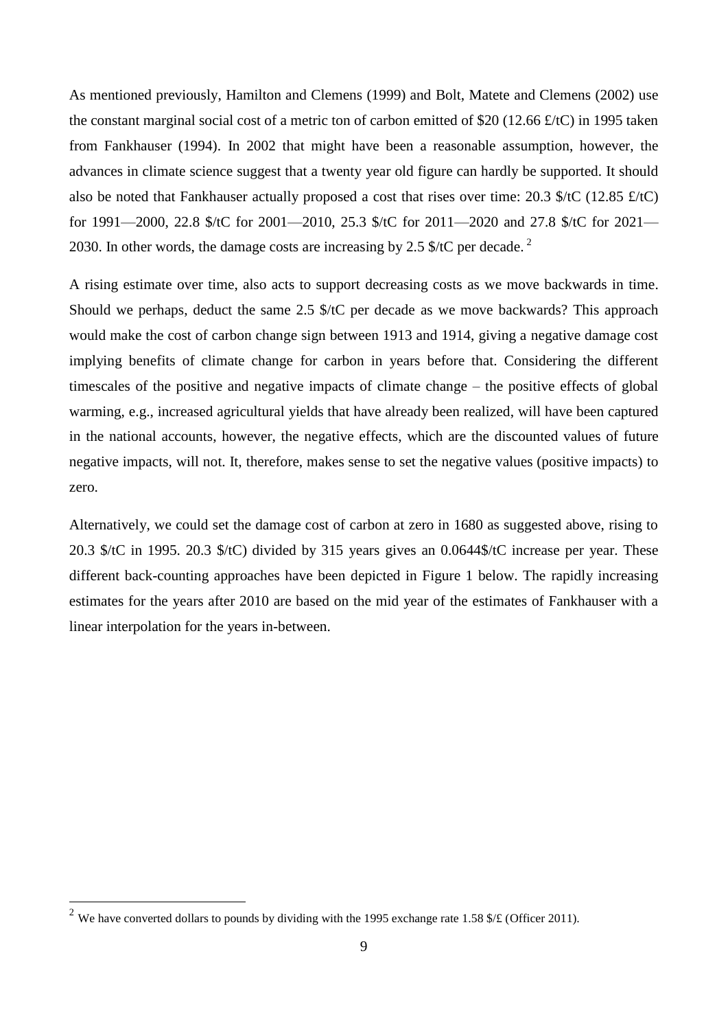As mentioned previously, Hamilton and Clemens (1999) and Bolt, Matete and Clemens (2002) use the constant marginal social cost of a metric ton of carbon emitted of $20 (12.66 £/tC) in 1995 taken from Fankhauser (1994). In 2002 that might have been a reasonable assumption, however, the advances in climate science suggest that a twenty year old figure can hardly be supported. It should also be noted that Fankhauser actually proposed a cost that rises over time: 20.3 $/tC (12.85 £/tC) for 1991—2000, 22.8 $/tC for 2001—2010, 25.3 $/tC for 2011—2020 and 27.8 $/tC for 2021—2030. In other words, the damage costs are increasing by 2.5 $/tC per decade. [2]

A rising estimate over time, also acts to support decreasing costs as we move backwards in time. Should we perhaps, deduct the same 2.5 $/tC per decade as we move backwards? This approach would make the cost of carbon change sign between 1913 and 1914, giving a negative damage cost implying benefits of climate change for carbon in years before that. Considering the different timescales of the positive and negative impacts of climate change – the positive effects of global warming, e.g., increased agricultural yields that have already been realized, will have been captured in the national accounts, however, the negative effects, which are the discounted values of future negative impacts, will not. It, therefore, makes sense to set the negative values (positive impacts) to zero.

Alternatively, we could set the damage cost of carbon at zero in 1680 as suggested above, rising to 20.3 $/tC in 1995. 20.3 $/tC) divided by 315 years gives an 0.0644$/tC increase per year. These different back-counting approaches have been depicted in Figure 1 below. The rapidly increasing estimates for the years after 2010 are based on the mid year of the estimates of Fankhauser with a linear interpolation for the years in-between.

[2] We have converted dollars to pounds by dividing with the 1995 exchange rate 1.58 $/£ (Officer 2011).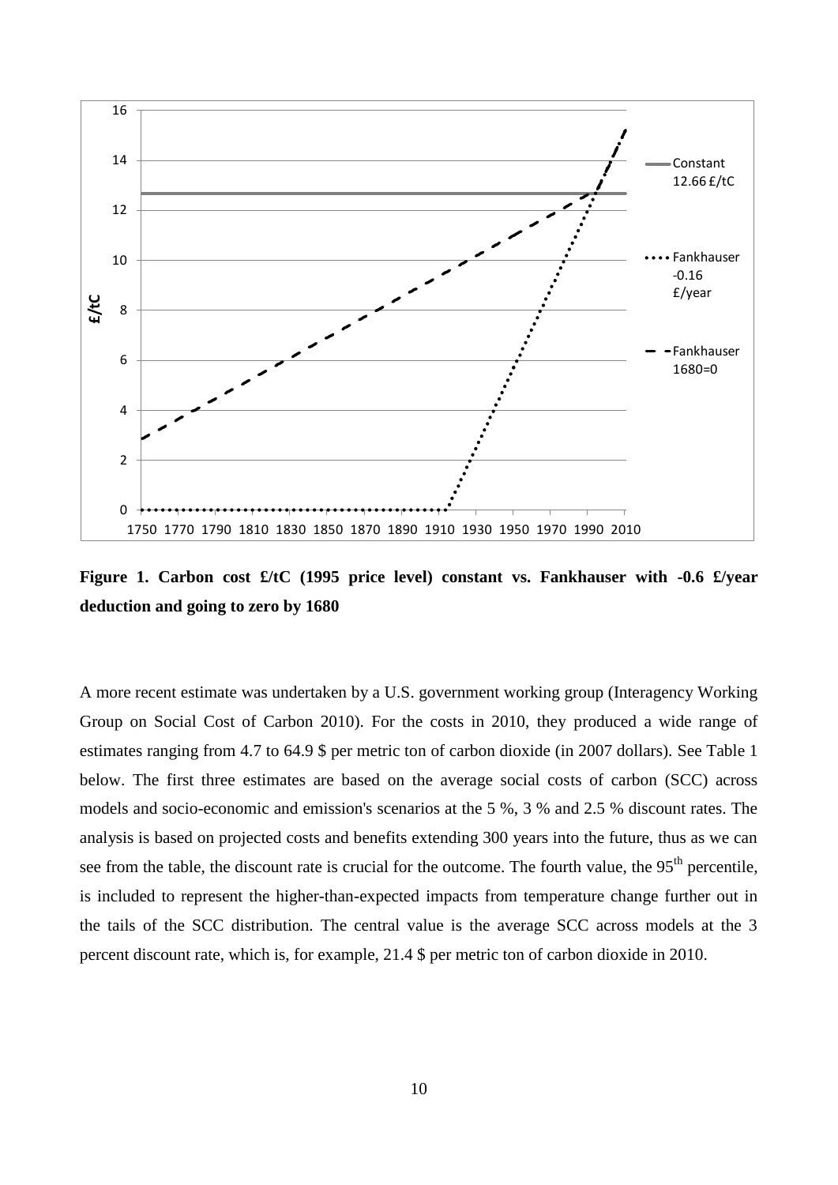**Figure 1. Carbon cost £/tC (1995 price level) constant vs. Fankhauser with -0.6 £/year deduction and going to zero by 1680**

A more recent estimate was undertaken by a U.S. government working group (Interagency Working Group on Social Cost of Carbon 2010). For the costs in 2010, they produced a wide range of estimates ranging from 4.7 to 64.9 $ per metric ton of carbon dioxide (in 2007 dollars). See Table 1 below. The first three estimates are based on the average social costs of carbon (SCC) across models and socio-economic and emission's scenarios at the 5 %, 3 % and 2.5 % discount rates. The analysis is based on projected costs and benefits extending 300 years into the future, thus as we can see from the table, the discount rate is crucial for the outcome. The fourth value, the 95$^{th}$ percentile, is included to represent the higher-than-expected impacts from temperature change further out in the tails of the SCC distribution. The central value is the average SCC across models at the 3 percent discount rate, which is, for example, 21.4 $ per metric ton of carbon dioxide in 2010.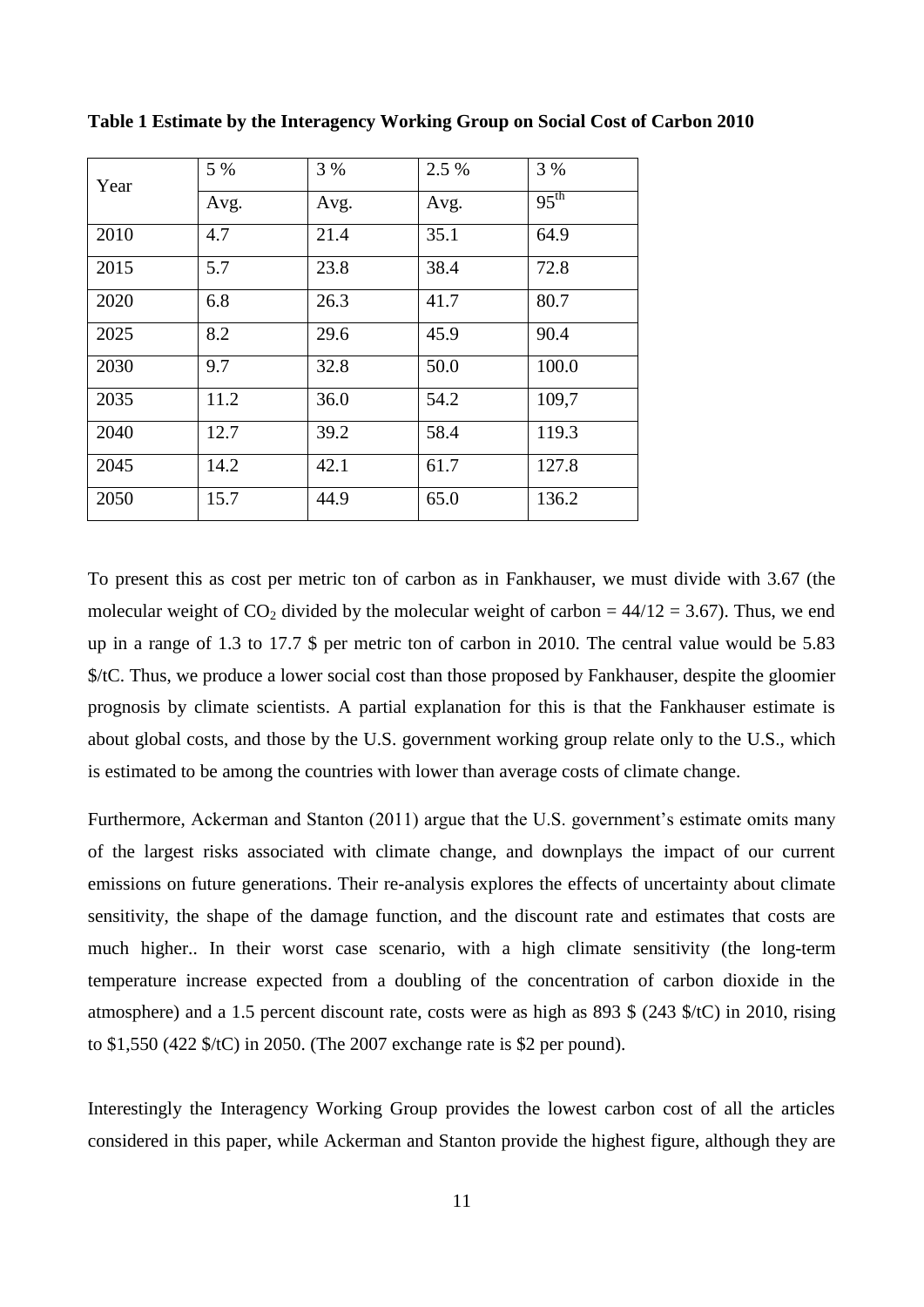**Table 1 Estimate by the Interagency Working Group on Social Cost of Carbon 2010**

| Year | 5 % | 3 % | 2.5 % | 3 % |
|---|---|---|---|---|
| | Avg. | Avg. | Avg. | $95^{th}$ |
| 2010 | 4.7 | 21.4 | 35.1 | 64.9 |
| 2015 | 5.7 | 23.8 | 38.4 | 72.8 |
| 2020 | 6.8 | 26.3 | 41.7 | 80.7 |
| 2025 | 8.2 | 29.6 | 45.9 | 90.4 |
| 2030 | 9.7 | 32.8 | 50.0 | 100.0 |
| 2035 | 11.2 | 36.0 | 54.2 | 109,7 |
| 2040 | 12.7 | 39.2 | 58.4 | 119.3 |
| 2045 | 14.2 | 42.1 | 61.7 | 127.8 |
| 2050 | 15.7 | 44.9 | 65.0 | 136.2 |

To present this as cost per metric ton of carbon as in Fankhauser, we must divide with 3.67 (the molecular weight of $CO_2$ divided by the molecular weight of carbon = 44/12 = 3.67). Thus, we end up in a range of 1.3 to 17.7 $ per metric ton of carbon in 2010. The central value would be 5.83 $/tC. Thus, we produce a lower social cost than those proposed by Fankhauser, despite the gloomier prognosis by climate scientists. A partial explanation for this is that the Fankhauser estimate is about global costs, and those by the U.S. government working group relate only to the U.S., which is estimated to be among the countries with lower than average costs of climate change.

Furthermore, Ackerman and Stanton (2011) argue that the U.S. government's estimate omits many of the largest risks associated with climate change, and downplays the impact of our current emissions on future generations. Their re-analysis explores the effects of uncertainty about climate sensitivity, the shape of the damage function, and the discount rate and estimates that costs are much higher.. In their worst case scenario, with a high climate sensitivity (the long-term temperature increase expected from a doubling of the concentration of carbon dioxide in the atmosphere) and a 1.5 percent discount rate, costs were as high as 893 $ (243 $/tC) in 2010, rising to $1,550 (422 $/tC) in 2050. (The 2007 exchange rate is $2 per pound).

Interestingly the Interagency Working Group provides the lowest carbon cost of all the articles considered in this paper, while Ackerman and Stanton provide the highest figure, although they are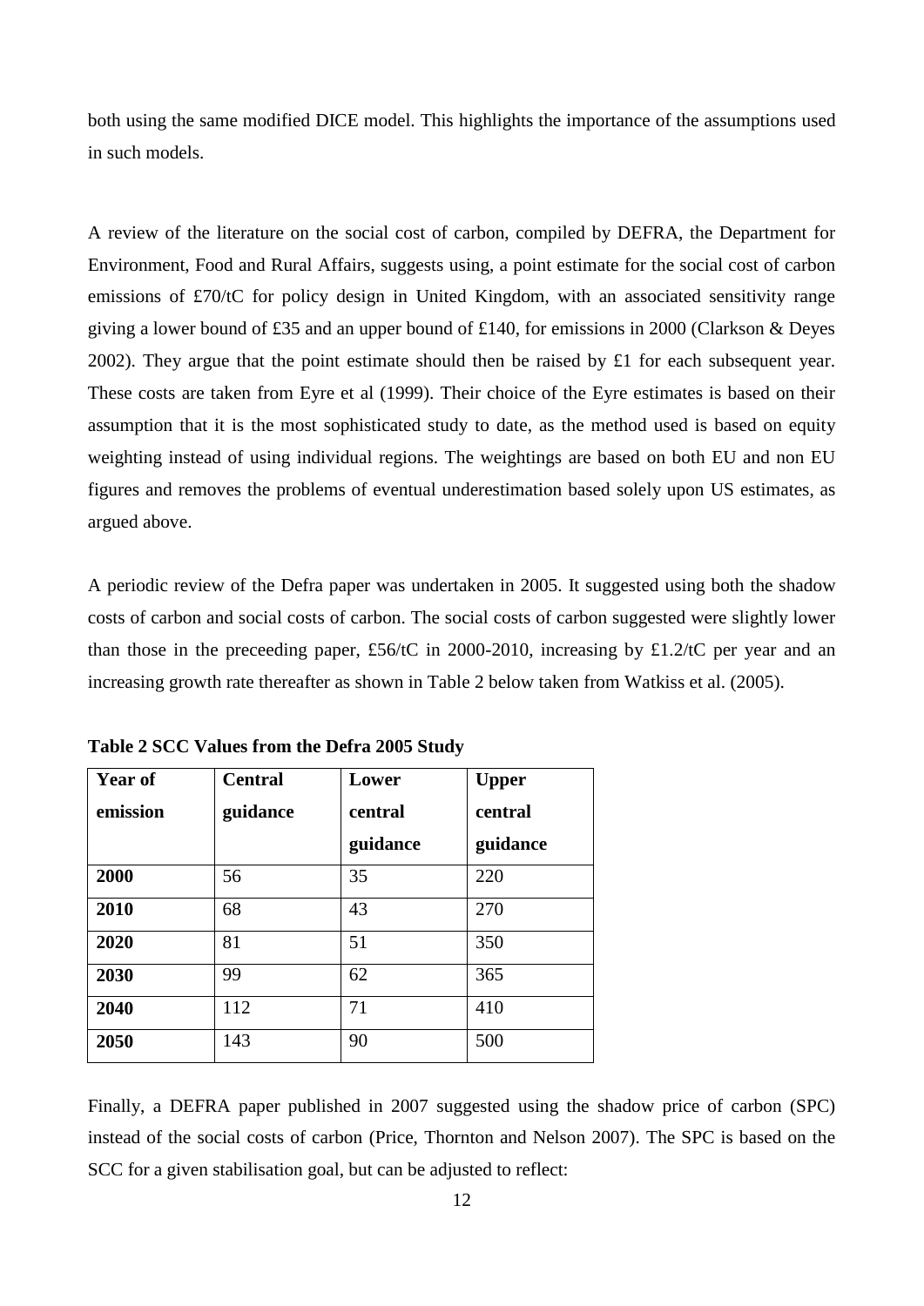both using the same modified DICE model. This highlights the importance of the assumptions used in such models.

A review of the literature on the social cost of carbon, compiled by DEFRA, the Department for Environment, Food and Rural Affairs, suggests using, a point estimate for the social cost of carbon emissions of £70/tC for policy design in United Kingdom, with an associated sensitivity range giving a lower bound of £35 and an upper bound of £140, for emissions in 2000 (Clarkson & Deyes 2002). They argue that the point estimate should then be raised by £1 for each subsequent year. These costs are taken from Eyre et al (1999). Their choice of the Eyre estimates is based on their assumption that it is the most sophisticated study to date, as the method used is based on equity weighting instead of using individual regions. The weightings are based on both EU and non EU figures and removes the problems of eventual underestimation based solely upon US estimates, as argued above.

A periodic review of the Defra paper was undertaken in 2005. It suggested using both the shadow costs of carbon and social costs of carbon. The social costs of carbon suggested were slightly lower than those in the preceeding paper, £56/tC in 2000-2010, increasing by £1.2/tC per year and an increasing growth rate thereafter as shown in Table 2 below taken from Watkiss et al. (2005).

**Table 2 SCC Values from the Defra 2005 Study**

| Year of emission | Central guidance | Lower central guidance | Upper central guidance |
|---|---|---|---|
| **2000** | 56 | 35 | 220 |
| **2010** | 68 | 43 | 270 |
| **2020** | 81 | 51 | 350 |
| **2030** | 99 | 62 | 365 |
| **2040** | 112 | 71 | 410 |
| **2050** | 143 | 90 | 500 |

Finally, a DEFRA paper published in 2007 suggested using the shadow price of carbon (SPC) instead of the social costs of carbon (Price, Thornton and Nelson 2007). The SPC is based on the SCC for a given stabilisation goal, but can be adjusted to reflect: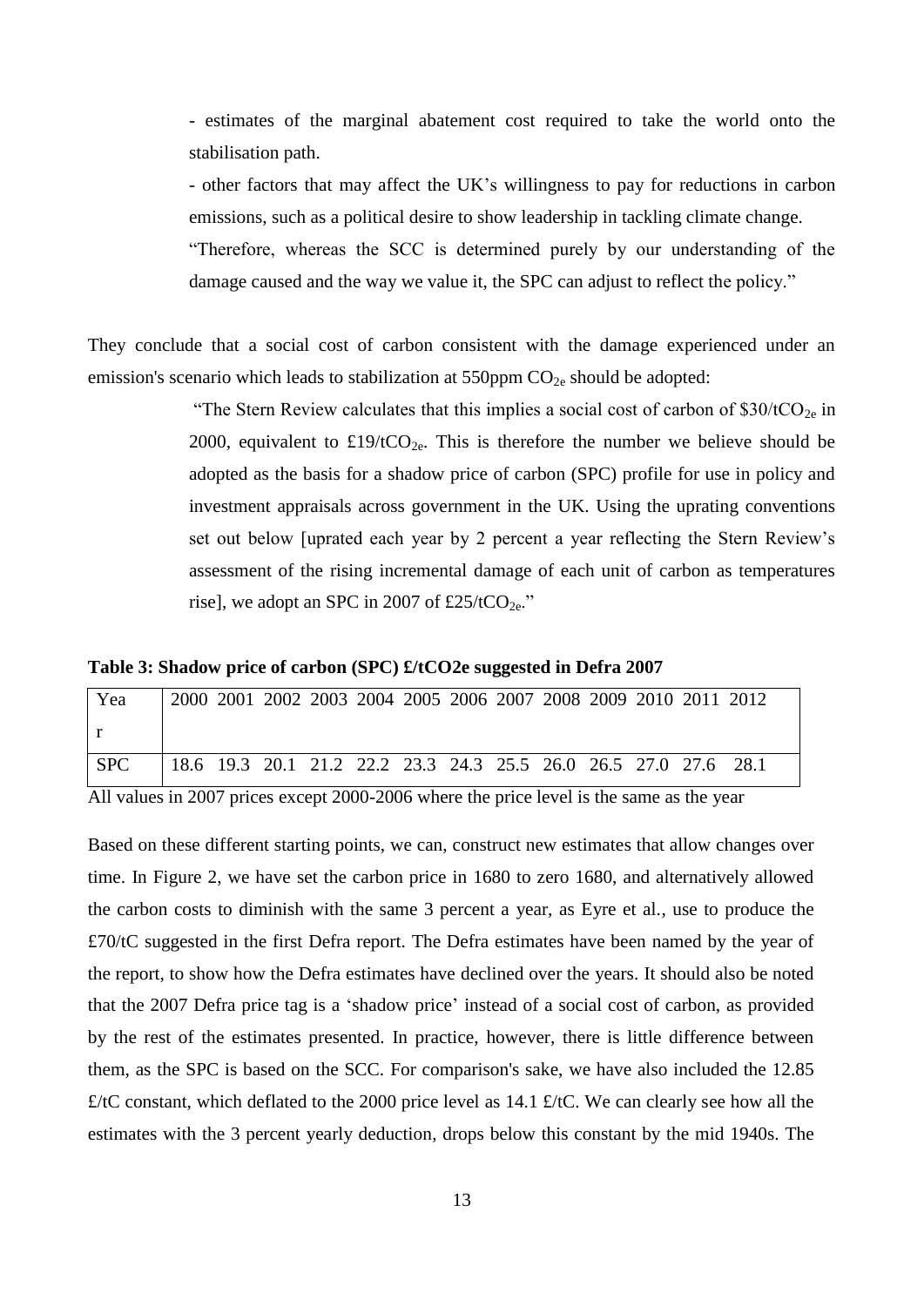- estimates of the marginal abatement cost required to take the world onto the stabilisation path.

- other factors that may affect the UK's willingness to pay for reductions in carbon emissions, such as a political desire to show leadership in tackling climate change.

"Therefore, whereas the SCC is determined purely by our understanding of the damage caused and the way we value it, the SPC can adjust to reflect the policy."

They conclude that a social cost of carbon consistent with the damage experienced under an emission's scenario which leads to stabilization at 550ppm $CO_{2e}$ should be adopted:

> "The Stern Review calculates that this implies a social cost of carbon of \$30/t$CO_{2e}$ in 2000, equivalent to £19/t$CO_{2e}$. This is therefore the number we believe should be adopted as the basis for a shadow price of carbon (SPC) profile for use in policy and investment appraisals across government in the UK. Using the uprating conventions set out below [uprated each year by 2 percent a year reflecting the Stern Review's assessment of the rising incremental damage of each unit of carbon as temperatures rise], we adopt an SPC in 2007 of £25/t$CO_{2e}$."

**Table 3: Shadow price of carbon (SPC) £/tCO2e suggested in Defra 2007**

| Year | 2000 | 2001 | 2002 | 2003 | 2004 | 2005 | 2006 | 2007 | 2008 | 2009 | 2010 | 2011 | 2012 |
|---|---|---|---|---|---|---|---|---|---|---|---|---|---|
| SPC | 18.6 | 19.3 | 20.1 | 21.2 | 22.2 | 23.3 | 24.3 | 25.5 | 26.0 | 26.5 | 27.0 | 27.6 | 28.1 |

All values in 2007 prices except 2000-2006 where the price level is the same as the year

Based on these different starting points, we can, construct new estimates that allow changes over time. In Figure 2, we have set the carbon price in 1680 to zero 1680, and alternatively allowed the carbon costs to diminish with the same 3 percent a year, as Eyre et al., use to produce the £70/tC suggested in the first Defra report. The Defra estimates have been named by the year of the report, to show how the Defra estimates have declined over the years. It should also be noted that the 2007 Defra price tag is a 'shadow price' instead of a social cost of carbon, as provided by the rest of the estimates presented. In practice, however, there is little difference between them, as the SPC is based on the SCC. For comparison's sake, we have also included the 12.85 £/tC constant, which deflated to the 2000 price level as 14.1 £/tC. We can clearly see how all the estimates with the 3 percent yearly deduction, drops below this constant by the mid 1940s. The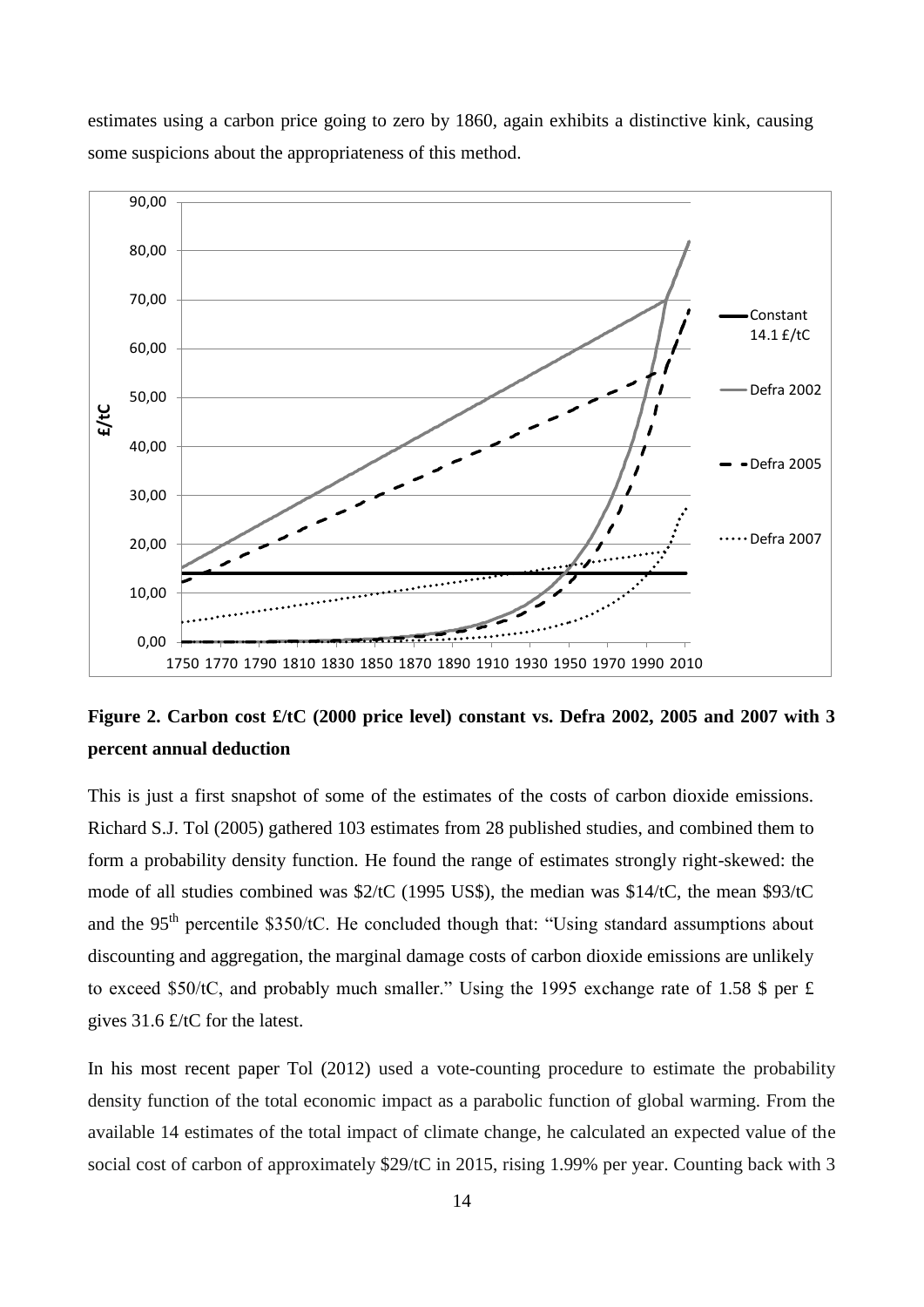estimates using a carbon price going to zero by 1860, again exhibits a distinctive kink, causing some suspicions about the appropriateness of this method.

**Figure 2. Carbon cost £/tC (2000 price level) constant vs. Defra 2002, 2005 and 2007 with 3 percent annual deduction**

This is just a first snapshot of some of the estimates of the costs of carbon dioxide emissions. Richard S.J. Tol (2005) gathered 103 estimates from 28 published studies, and combined them to form a probability density function. He found the range of estimates strongly right-skewed: the mode of all studies combined was \$2/tC (1995 US\$), the median was \$14/tC, the mean \$93/tC and the 95th percentile \$350/tC. He concluded though that: "Using standard assumptions about discounting and aggregation, the marginal damage costs of carbon dioxide emissions are unlikely to exceed \$50/tC, and probably much smaller." Using the 1995 exchange rate of 1.58 \$ per £ gives 31.6 £/tC for the latest.

In his most recent paper Tol (2012) used a vote-counting procedure to estimate the probability density function of the total economic impact as a parabolic function of global warming. From the available 14 estimates of the total impact of climate change, he calculated an expected value of the social cost of carbon of approximately \$29/tC in 2015, rising 1.99% per year. Counting back with 3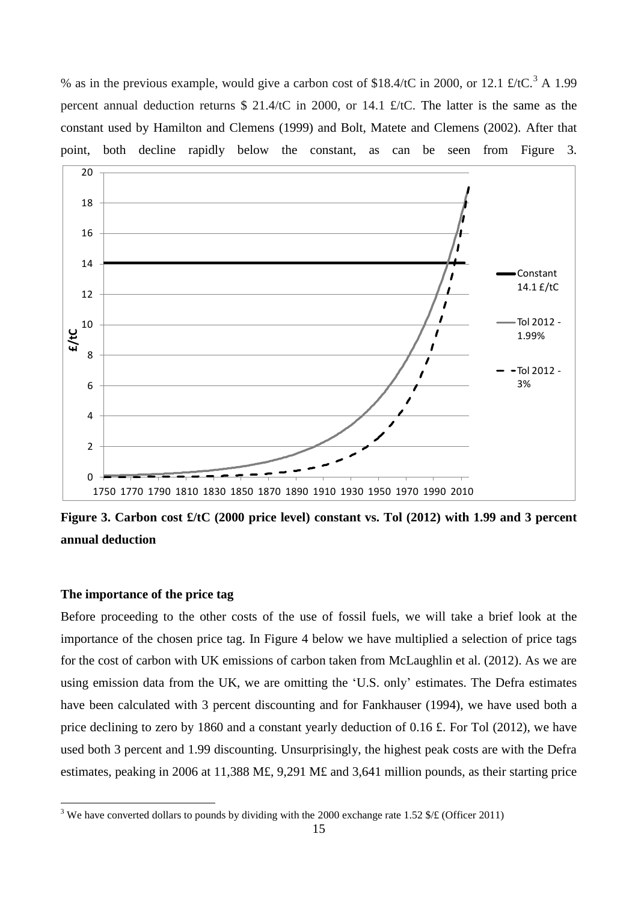% as in the previous example, would give a carbon cost of \$18.4/tC in 2000, or 12.1 £/tC.[3] A 1.99 percent annual deduction returns \$ 21.4/tC in 2000, or 14.1 £/tC. The latter is the same as the constant used by Hamilton and Clemens (1999) and Bolt, Matete and Clemens (2002). After that point, both decline rapidly below the constant, as can be seen from Figure 3.

**Figure 3. Carbon cost £/tC (2000 price level) constant vs. Tol (2012) with 1.99 and 3 percent annual deduction**

**The importance of the price tag**

Before proceeding to the other costs of the use of fossil fuels, we will take a brief look at the importance of the chosen price tag. In Figure 4 below we have multiplied a selection of price tags for the cost of carbon with UK emissions of carbon taken from McLaughlin et al. (2012). As we are using emission data from the UK, we are omitting the 'U.S. only' estimates. The Defra estimates have been calculated with 3 percent discounting and for Fankhauser (1994), we have used both a price declining to zero by 1860 and a constant yearly deduction of 0.16 £. For Tol (2012), we have used both 3 percent and 1.99 discounting. Unsurprisingly, the highest peak costs are with the Defra estimates, peaking in 2006 at 11,388 M£, 9,291 M£ and 3,641 million pounds, as their starting price

[3] We have converted dollars to pounds by dividing with the 2000 exchange rate 1.52 \$/£ (Officer 2011)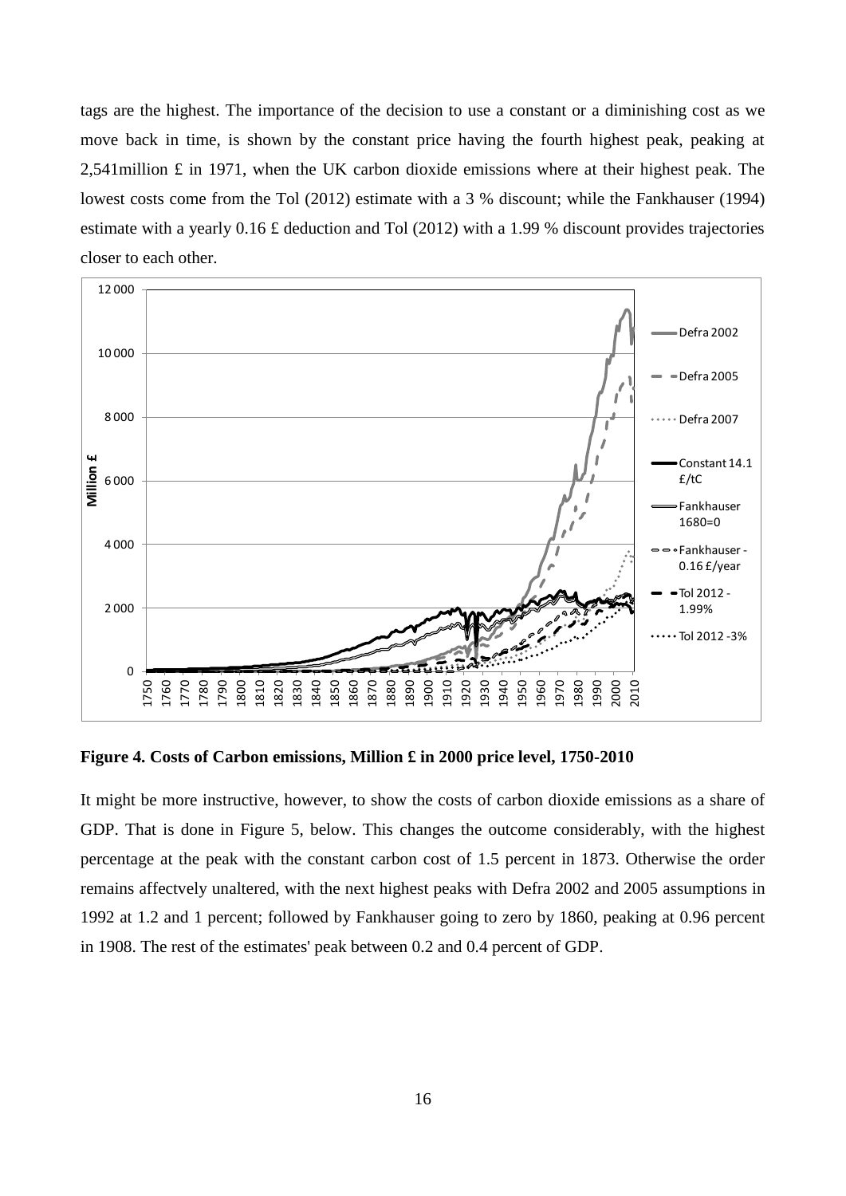tags are the highest. The importance of the decision to use a constant or a diminishing cost as we move back in time, is shown by the constant price having the fourth highest peak, peaking at 2,541million £ in 1971, when the UK carbon dioxide emissions where at their highest peak. The lowest costs come from the Tol (2012) estimate with a 3 % discount; while the Fankhauser (1994) estimate with a yearly 0.16 £ deduction and Tol (2012) with a 1.99 % discount provides trajectories closer to each other.

**Figure 4. Costs of Carbon emissions, Million £ in 2000 price level, 1750-2010**

It might be more instructive, however, to show the costs of carbon dioxide emissions as a share of GDP. That is done in Figure 5, below. This changes the outcome considerably, with the highest percentage at the peak with the constant carbon cost of 1.5 percent in 1873. Otherwise the order remains affectvely unaltered, with the next highest peaks with Defra 2002 and 2005 assumptions in 1992 at 1.2 and 1 percent; followed by Fankhauser going to zero by 1860, peaking at 0.96 percent in 1908. The rest of the estimates' peak between 0.2 and 0.4 percent of GDP.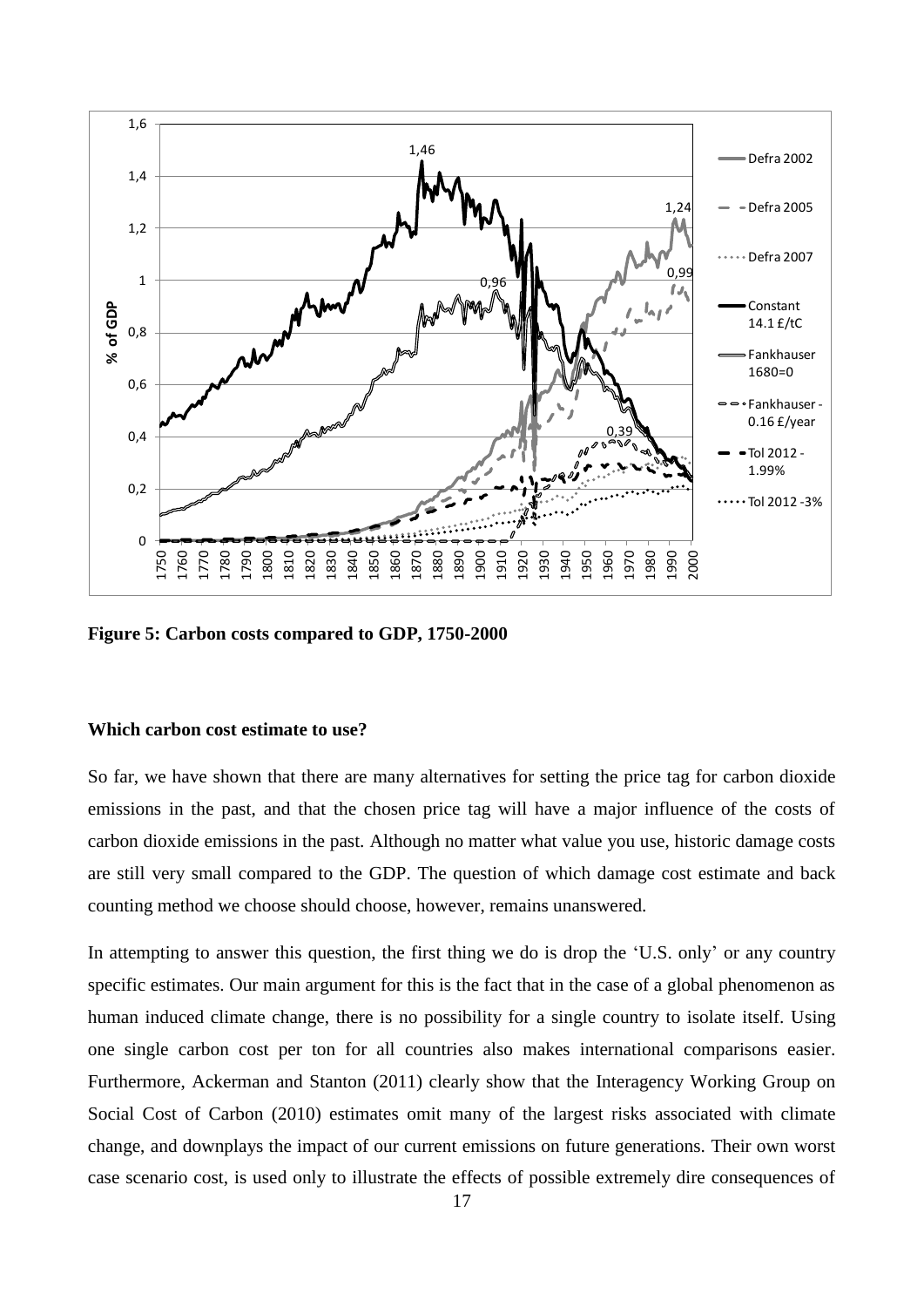**Figure 5: Carbon costs compared to GDP, 1750-2000**

**Which carbon cost estimate to use?**

So far, we have shown that there are many alternatives for setting the price tag for carbon dioxide emissions in the past, and that the chosen price tag will have a major influence of the costs of carbon dioxide emissions in the past. Although no matter what value you use, historic damage costs are still very small compared to the GDP. The question of which damage cost estimate and back counting method we choose should choose, however, remains unanswered.

In attempting to answer this question, the first thing we do is drop the 'U.S. only' or any country specific estimates. Our main argument for this is the fact that in the case of a global phenomenon as human induced climate change, there is no possibility for a single country to isolate itself. Using one single carbon cost per ton for all countries also makes international comparisons easier. Furthermore, Ackerman and Stanton (2011) clearly show that the Interagency Working Group on Social Cost of Carbon (2010) estimates omit many of the largest risks associated with climate change, and downplays the impact of our current emissions on future generations. Their own worst case scenario cost, is used only to illustrate the effects of possible extremely dire consequences of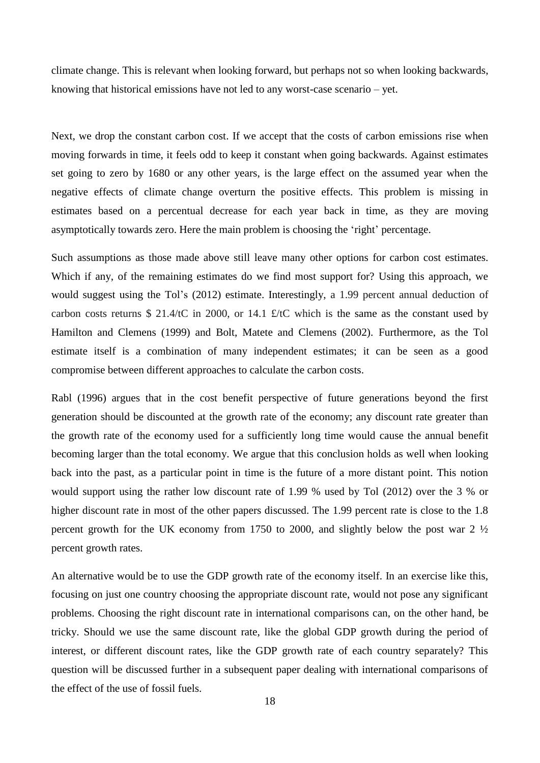climate change. This is relevant when looking forward, but perhaps not so when looking backwards, knowing that historical emissions have not led to any worst-case scenario – yet.

Next, we drop the constant carbon cost. If we accept that the costs of carbon emissions rise when moving forwards in time, it feels odd to keep it constant when going backwards. Against estimates set going to zero by 1680 or any other years, is the large effect on the assumed year when the negative effects of climate change overturn the positive effects. This problem is missing in estimates based on a percentual decrease for each year back in time, as they are moving asymptotically towards zero. Here the main problem is choosing the 'right' percentage.

Such assumptions as those made above still leave many other options for carbon cost estimates. Which if any, of the remaining estimates do we find most support for? Using this approach, we would suggest using the Tol's (2012) estimate. Interestingly, a 1.99 percent annual deduction of carbon costs returns \$ 21.4/tC in 2000, or 14.1 £/tC which is the same as the constant used by Hamilton and Clemens (1999) and Bolt, Matete and Clemens (2002). Furthermore, as the Tol estimate itself is a combination of many independent estimates; it can be seen as a good compromise between different approaches to calculate the carbon costs.

Rabl (1996) argues that in the cost benefit perspective of future generations beyond the first generation should be discounted at the growth rate of the economy; any discount rate greater than the growth rate of the economy used for a sufficiently long time would cause the annual benefit becoming larger than the total economy. We argue that this conclusion holds as well when looking back into the past, as a particular point in time is the future of a more distant point. This notion would support using the rather low discount rate of 1.99 % used by Tol (2012) over the 3 % or higher discount rate in most of the other papers discussed. The 1.99 percent rate is close to the 1.8 percent growth for the UK economy from 1750 to 2000, and slightly below the post war 2 ½ percent growth rates.

An alternative would be to use the GDP growth rate of the economy itself. In an exercise like this, focusing on just one country choosing the appropriate discount rate, would not pose any significant problems. Choosing the right discount rate in international comparisons can, on the other hand, be tricky. Should we use the same discount rate, like the global GDP growth during the period of interest, or different discount rates, like the GDP growth rate of each country separately? This question will be discussed further in a subsequent paper dealing with international comparisons of the effect of the use of fossil fuels.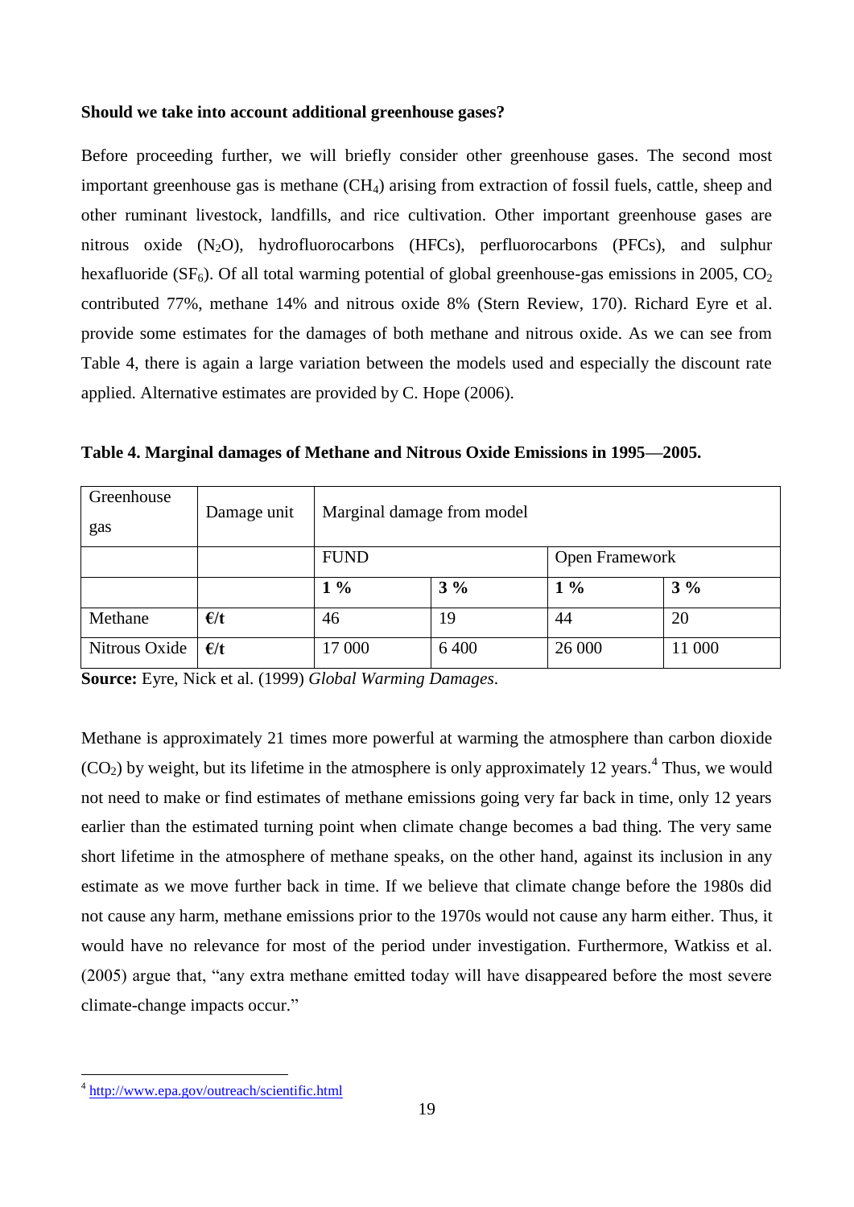**Should we take into account additional greenhouse gases?**

Before proceeding further, we will briefly consider other greenhouse gases. The second most important greenhouse gas is methane ($CH_4$) arising from extraction of fossil fuels, cattle, sheep and other ruminant livestock, landfills, and rice cultivation. Other important greenhouse gases are nitrous oxide ($N_2O$), hydrofluorocarbons (HFCs), perfluorocarbons (PFCs), and sulphur hexafluoride ($SF_6$). Of all total warming potential of global greenhouse-gas emissions in 2005, $CO_2$ contributed 77%, methane 14% and nitrous oxide 8% (Stern Review, 170). Richard Eyre et al. provide some estimates for the damages of both methane and nitrous oxide. As we can see from Table 4, there is again a large variation between the models used and especially the discount rate applied. Alternative estimates are provided by C. Hope (2006).

**Table 4. Marginal damages of Methane and Nitrous Oxide Emissions in 1995—2005.**

| Greenhouse gas | Damage unit | Marginal damage from model | | | |
|---|---|---|---|---|---|
| | | FUND | | Open Framework | |
| | | **1 %** | **3 %** | **1 %** | **3 %** |
| Methane | **€/t** | 46 | 19 | 44 | 20 |
| Nitrous Oxide | **€/t** | 17 000 | 6 400 | 26 000 | 11 000 |

**Source:** Eyre, Nick et al. (1999) *Global Warming Damages*.

Methane is approximately 21 times more powerful at warming the atmosphere than carbon dioxide ($CO_2$) by weight, but its lifetime in the atmosphere is only approximately 12 years.[4] Thus, we would not need to make or find estimates of methane emissions going very far back in time, only 12 years earlier than the estimated turning point when climate change becomes a bad thing. The very same short lifetime in the atmosphere of methane speaks, on the other hand, against its inclusion in any estimate as we move further back in time. If we believe that climate change before the 1980s did not cause any harm, methane emissions prior to the 1970s would not cause any harm either. Thus, it would have no relevance for most of the period under investigation. Furthermore, Watkiss et al. (2005) argue that, "any extra methane emitted today will have disappeared before the most severe climate-change impacts occur."

[4] http://www.epa.gov/outreach/scientific.html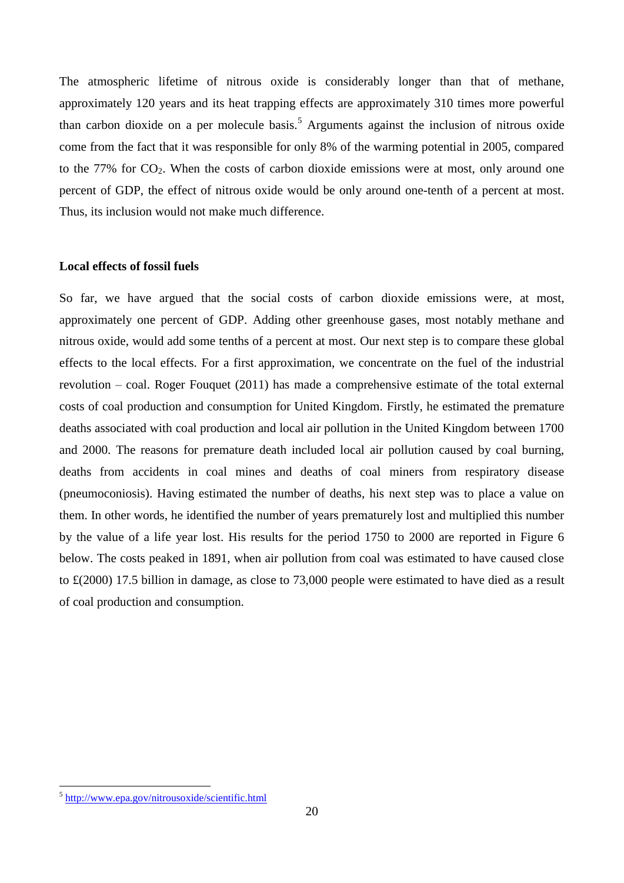The atmospheric lifetime of nitrous oxide is considerably longer than that of methane, approximately 120 years and its heat trapping effects are approximately 310 times more powerful than carbon dioxide on a per molecule basis.[5] Arguments against the inclusion of nitrous oxide come from the fact that it was responsible for only 8% of the warming potential in 2005, compared to the 77% for $CO_2$. When the costs of carbon dioxide emissions were at most, only around one percent of GDP, the effect of nitrous oxide would be only around one-tenth of a percent at most. Thus, its inclusion would not make much difference.

**Local effects of fossil fuels**

So far, we have argued that the social costs of carbon dioxide emissions were, at most, approximately one percent of GDP. Adding other greenhouse gases, most notably methane and nitrous oxide, would add some tenths of a percent at most. Our next step is to compare these global effects to the local effects. For a first approximation, we concentrate on the fuel of the industrial revolution – coal. Roger Fouquet (2011) has made a comprehensive estimate of the total external costs of coal production and consumption for United Kingdom. Firstly, he estimated the premature deaths associated with coal production and local air pollution in the United Kingdom between 1700 and 2000. The reasons for premature death included local air pollution caused by coal burning, deaths from accidents in coal mines and deaths of coal miners from respiratory disease (pneumoconiosis). Having estimated the number of deaths, his next step was to place a value on them. In other words, he identified the number of years prematurely lost and multiplied this number by the value of a life year lost. His results for the period 1750 to 2000 are reported in Figure 6 below. The costs peaked in 1891, when air pollution from coal was estimated to have caused close to £(2000) 17.5 billion in damage, as close to 73,000 people were estimated to have died as a result of coal production and consumption.

[5] http://www.epa.gov/nitrousoxide/scientific.html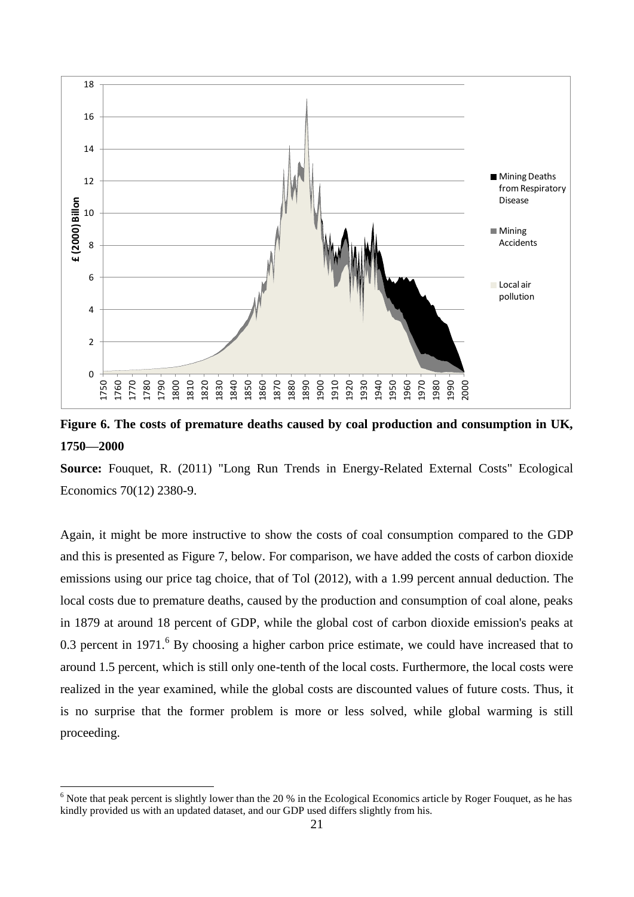**Figure 6. The costs of premature deaths caused by coal production and consumption in UK, 1750—2000**

**Source:** Fouquet, R. (2011) "Long Run Trends in Energy-Related External Costs" Ecological Economics 70(12) 2380-9.

Again, it might be more instructive to show the costs of coal consumption compared to the GDP and this is presented as Figure 7, below. For comparison, we have added the costs of carbon dioxide emissions using our price tag choice, that of Tol (2012), with a 1.99 percent annual deduction. The local costs due to premature deaths, caused by the production and consumption of coal alone, peaks in 1879 at around 18 percent of GDP, while the global cost of carbon dioxide emission's peaks at 0.3 percent in 1971.[6] By choosing a higher carbon price estimate, we could have increased that to around 1.5 percent, which is still only one-tenth of the local costs. Furthermore, the local costs were realized in the year examined, while the global costs are discounted values of future costs. Thus, it is no surprise that the former problem is more or less solved, while global warming is still proceeding.

[6] Note that peak percent is slightly lower than the 20 % in the Ecological Economics article by Roger Fouquet, as he has kindly provided us with an updated dataset, and our GDP used differs slightly from his.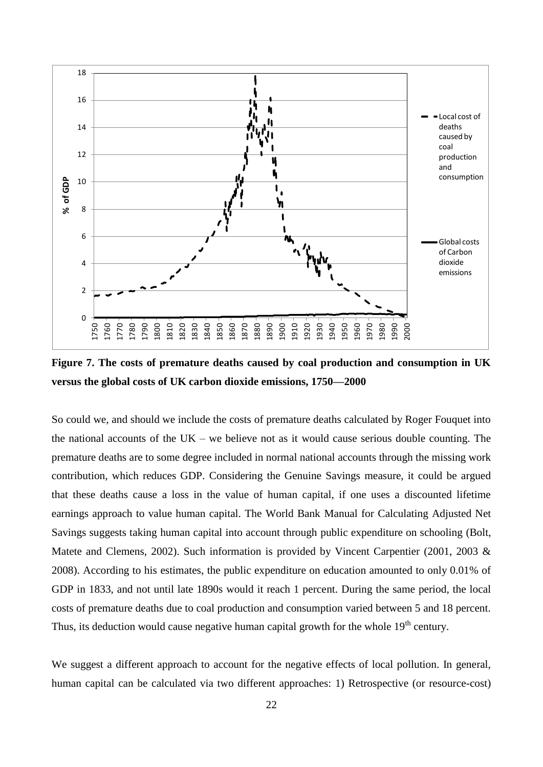**Figure 7. The costs of premature deaths caused by coal production and consumption in UK versus the global costs of UK carbon dioxide emissions, 1750—2000**

So could we, and should we include the costs of premature deaths calculated by Roger Fouquet into the national accounts of the UK – we believe not as it would cause serious double counting. The premature deaths are to some degree included in normal national accounts through the missing work contribution, which reduces GDP. Considering the Genuine Savings measure, it could be argued that these deaths cause a loss in the value of human capital, if one uses a discounted lifetime earnings approach to value human capital. The World Bank Manual for Calculating Adjusted Net Savings suggests taking human capital into account through public expenditure on schooling (Bolt, Matete and Clemens, 2002). Such information is provided by Vincent Carpentier (2001, 2003 & 2008). According to his estimates, the public expenditure on education amounted to only 0.01% of GDP in 1833, and not until late 1890s would it reach 1 percent. During the same period, the local costs of premature deaths due to coal production and consumption varied between 5 and 18 percent. Thus, its deduction would cause negative human capital growth for the whole 19th century.

We suggest a different approach to account for the negative effects of local pollution. In general, human capital can be calculated via two different approaches: 1) Retrospective (or resource-cost)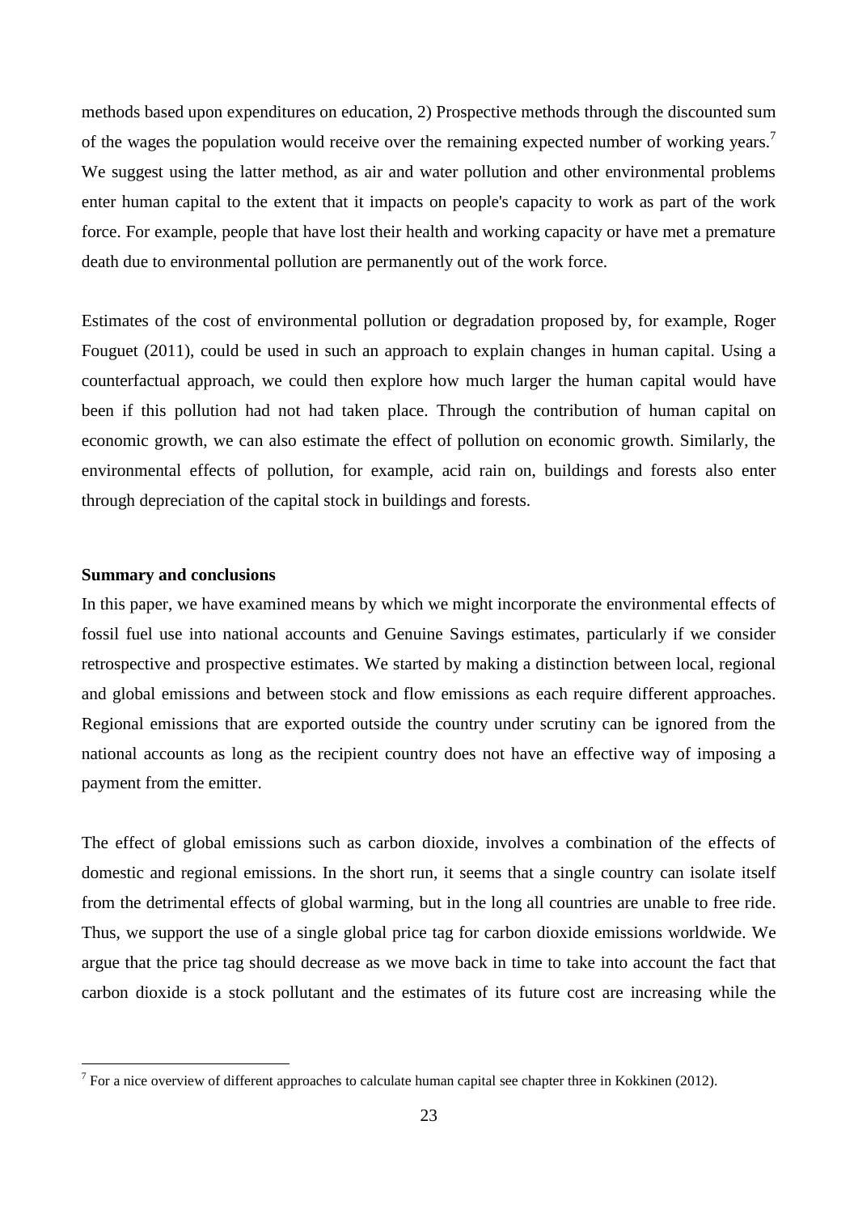methods based upon expenditures on education, 2) Prospective methods through the discounted sum of the wages the population would receive over the remaining expected number of working years.[7] We suggest using the latter method, as air and water pollution and other environmental problems enter human capital to the extent that it impacts on people's capacity to work as part of the work force. For example, people that have lost their health and working capacity or have met a premature death due to environmental pollution are permanently out of the work force.

Estimates of the cost of environmental pollution or degradation proposed by, for example, Roger Fouguet (2011), could be used in such an approach to explain changes in human capital. Using a counterfactual approach, we could then explore how much larger the human capital would have been if this pollution had not had taken place. Through the contribution of human capital on economic growth, we can also estimate the effect of pollution on economic growth. Similarly, the environmental effects of pollution, for example, acid rain on, buildings and forests also enter through depreciation of the capital stock in buildings and forests.

**Summary and conclusions**

In this paper, we have examined means by which we might incorporate the environmental effects of fossil fuel use into national accounts and Genuine Savings estimates, particularly if we consider retrospective and prospective estimates. We started by making a distinction between local, regional and global emissions and between stock and flow emissions as each require different approaches. Regional emissions that are exported outside the country under scrutiny can be ignored from the national accounts as long as the recipient country does not have an effective way of imposing a payment from the emitter.

The effect of global emissions such as carbon dioxide, involves a combination of the effects of domestic and regional emissions. In the short run, it seems that a single country can isolate itself from the detrimental effects of global warming, but in the long all countries are unable to free ride. Thus, we support the use of a single global price tag for carbon dioxide emissions worldwide. We argue that the price tag should decrease as we move back in time to take into account the fact that carbon dioxide is a stock pollutant and the estimates of its future cost are increasing while the

[7] For a nice overview of different approaches to calculate human capital see chapter three in Kokkinen (2012).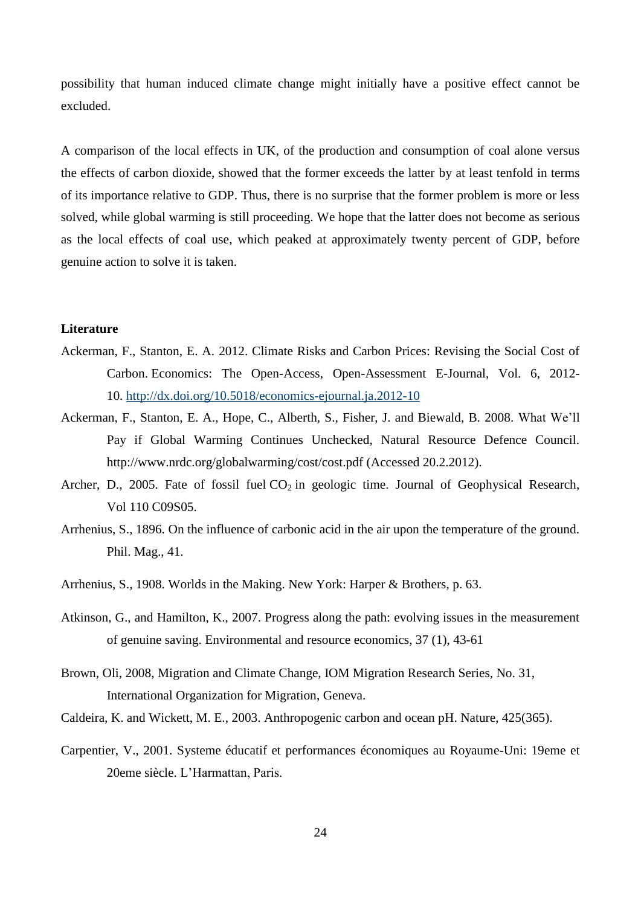possibility that human induced climate change might initially have a positive effect cannot be excluded.

A comparison of the local effects in UK, of the production and consumption of coal alone versus the effects of carbon dioxide, showed that the former exceeds the latter by at least tenfold in terms of its importance relative to GDP. Thus, there is no surprise that the former problem is more or less solved, while global warming is still proceeding. We hope that the latter does not become as serious as the local effects of coal use, which peaked at approximately twenty percent of GDP, before genuine action to solve it is taken.

**Literature**

Ackerman, F., Stanton, E. A. 2012. Climate Risks and Carbon Prices: Revising the Social Cost of Carbon. Economics: The Open-Access, Open-Assessment E-Journal, Vol. 6, 2012-10. http://dx.doi.org/10.5018/economics-ejournal.ja.2012-10

Ackerman, F., Stanton, E. A., Hope, C., Alberth, S., Fisher, J. and Biewald, B. 2008. What We'll Pay if Global Warming Continues Unchecked, Natural Resource Defence Council. http://www.nrdc.org/globalwarming/cost/cost.pdf (Accessed 20.2.2012).

Archer, D., 2005. Fate of fossil fuel $CO_2$ in geologic time. Journal of Geophysical Research, Vol 110 C09S05.

Arrhenius, S., 1896. On the influence of carbonic acid in the air upon the temperature of the ground. Phil. Mag., 41.

Arrhenius, S., 1908. Worlds in the Making. New York: Harper & Brothers, p. 63.

Atkinson, G., and Hamilton, K., 2007. Progress along the path: evolving issues in the measurement of genuine saving. Environmental and resource economics, 37 (1), 43-61

Brown, Oli, 2008, Migration and Climate Change, IOM Migration Research Series, No. 31, International Organization for Migration, Geneva.

Caldeira, K. and Wickett, M. E., 2003. Anthropogenic carbon and ocean pH. Nature, 425(365).

Carpentier, V., 2001. Systeme éducatif et performances économiques au Royaume-Uni: 19eme et 20eme siècle. L'Harmattan, Paris.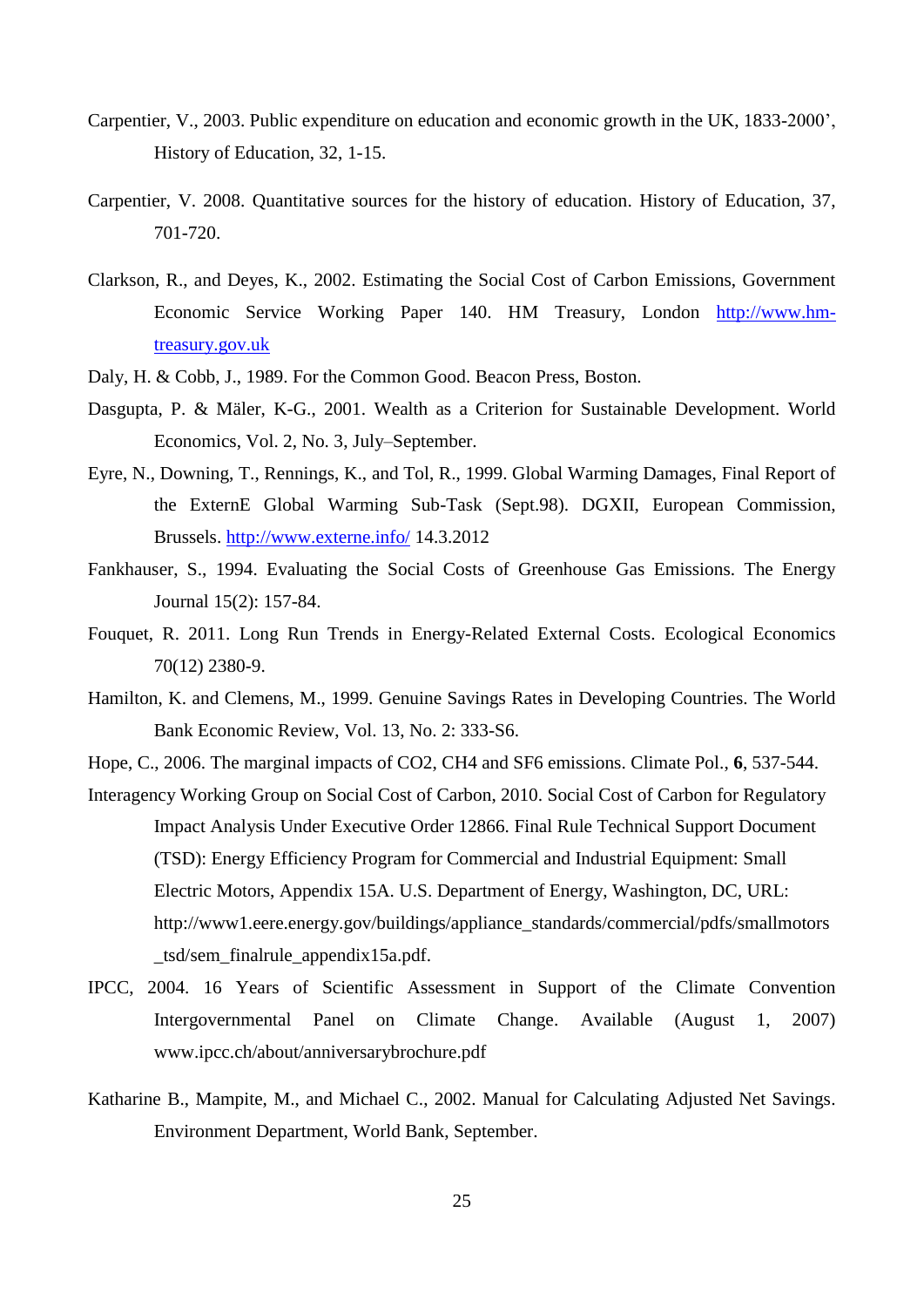Carpentier, V., 2003. Public expenditure on education and economic growth in the UK, 1833-2000', History of Education, 32, 1-15.

Carpentier, V. 2008. Quantitative sources for the history of education. History of Education, 37, 701-720.

Clarkson, R., and Deyes, K., 2002. Estimating the Social Cost of Carbon Emissions, Government Economic Service Working Paper 140. HM Treasury, London http://www.hm-treasury.gov.uk

Daly, H. & Cobb, J., 1989. For the Common Good. Beacon Press, Boston.

Dasgupta, P. & Mäler, K-G., 2001. Wealth as a Criterion for Sustainable Development. World Economics, Vol. 2, No. 3, July–September.

Eyre, N., Downing, T., Rennings, K., and Tol, R., 1999. Global Warming Damages, Final Report of the ExternE Global Warming Sub-Task (Sept.98). DGXII, European Commission, Brussels. http://www.externe.info/ 14.3.2012

Fankhauser, S., 1994. Evaluating the Social Costs of Greenhouse Gas Emissions. The Energy Journal 15(2): 157-84.

Fouquet, R. 2011. Long Run Trends in Energy-Related External Costs. Ecological Economics 70(12) 2380-9.

Hamilton, K. and Clemens, M., 1999. Genuine Savings Rates in Developing Countries. The World Bank Economic Review, Vol. 13, No. 2: 333-S6.

Hope, C., 2006. The marginal impacts of CO2, CH4 and SF6 emissions. Climate Pol., **6**, 537-544.

Interagency Working Group on Social Cost of Carbon, 2010. Social Cost of Carbon for Regulatory Impact Analysis Under Executive Order 12866. Final Rule Technical Support Document (TSD): Energy Efficiency Program for Commercial and Industrial Equipment: Small Electric Motors, Appendix 15A. U.S. Department of Energy, Washington, DC, URL: http://www1.eere.energy.gov/buildings/appliance_standards/commercial/pdfs/smallmotors_tsd/sem_finalrule_appendix15a.pdf.

IPCC, 2004. 16 Years of Scientific Assessment in Support of the Climate Convention Intergovernmental Panel on Climate Change. Available (August 1, 2007) www.ipcc.ch/about/anniversarybrochure.pdf

Katharine B., Mampite, M., and Michael C., 2002. Manual for Calculating Adjusted Net Savings. Environment Department, World Bank, September.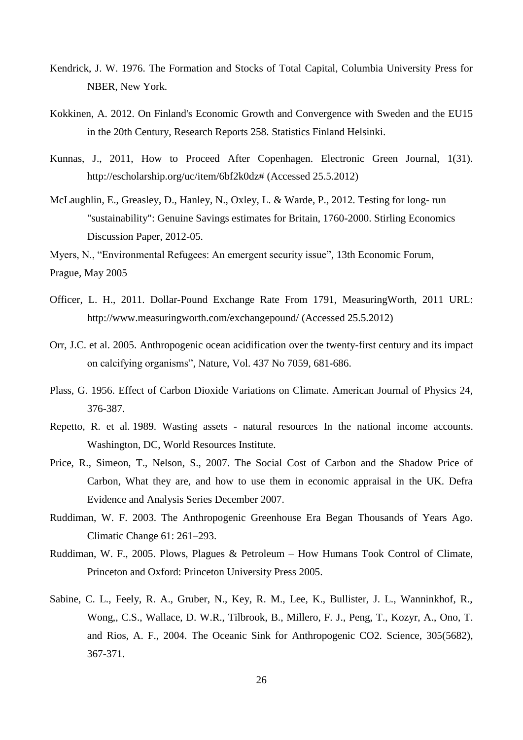Kendrick, J. W. 1976. The Formation and Stocks of Total Capital, Columbia University Press for NBER, New York.

Kokkinen, A. 2012. On Finland's Economic Growth and Convergence with Sweden and the EU15 in the 20th Century, Research Reports 258. Statistics Finland Helsinki.

Kunnas, J., 2011, How to Proceed After Copenhagen. Electronic Green Journal, 1(31). http://escholarship.org/uc/item/6bf2k0dz# (Accessed 25.5.2012)

McLaughlin, E., Greasley, D., Hanley, N., Oxley, L. & Warde, P., 2012. Testing for long- run "sustainability": Genuine Savings estimates for Britain, 1760-2000. Stirling Economics Discussion Paper, 2012-05.

Myers, N., "Environmental Refugees: An emergent security issue", 13th Economic Forum, Prague, May 2005

Officer, L. H., 2011. Dollar-Pound Exchange Rate From 1791, MeasuringWorth, 2011 URL: http://www.measuringworth.com/exchangepound/ (Accessed 25.5.2012)

Orr, J.C. et al. 2005. Anthropogenic ocean acidification over the twenty-first century and its impact on calcifying organisms", Nature, Vol. 437 No 7059, 681-686.

Plass, G. 1956. Effect of Carbon Dioxide Variations on Climate. American Journal of Physics 24, 376-387.

Repetto, R. et al. 1989. Wasting assets - natural resources In the national income accounts. Washington, DC, World Resources Institute.

Price, R., Simeon, T., Nelson, S., 2007. The Social Cost of Carbon and the Shadow Price of Carbon, What they are, and how to use them in economic appraisal in the UK. Defra Evidence and Analysis Series December 2007.

Ruddiman, W. F. 2003. The Anthropogenic Greenhouse Era Began Thousands of Years Ago. Climatic Change 61: 261–293.

Ruddiman, W. F., 2005. Plows, Plagues & Petroleum – How Humans Took Control of Climate, Princeton and Oxford: Princeton University Press 2005.

Sabine, C. L., Feely, R. A., Gruber, N., Key, R. M., Lee, K., Bullister, J. L., Wanninkhof, R., Wong,, C.S., Wallace, D. W.R., Tilbrook, B., Millero, F. J., Peng, T., Kozyr, A., Ono, T. and Rios, A. F., 2004. The Oceanic Sink for Anthropogenic CO2. Science, 305(5682), 367-371.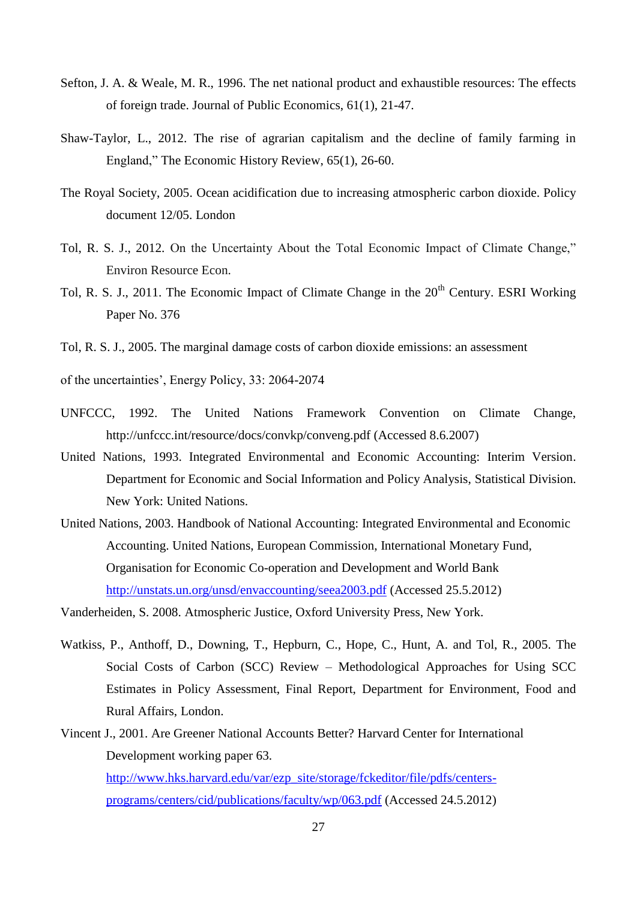Sefton, J. A. & Weale, M. R., 1996. The net national product and exhaustible resources: The effects of foreign trade. Journal of Public Economics, 61(1), 21-47.

Shaw-Taylor, L., 2012. The rise of agrarian capitalism and the decline of family farming in England," The Economic History Review, 65(1), 26-60.

The Royal Society, 2005. Ocean acidification due to increasing atmospheric carbon dioxide. Policy document 12/05. London

Tol, R. S. J., 2012. On the Uncertainty About the Total Economic Impact of Climate Change," Environ Resource Econ.

Tol, R. S. J., 2011. The Economic Impact of Climate Change in the 20th Century. ESRI Working Paper No. 376

Tol, R. S. J., 2005. The marginal damage costs of carbon dioxide emissions: an assessment

of the uncertainties', Energy Policy, 33: 2064-2074

UNFCCC, 1992. The United Nations Framework Convention on Climate Change, http://unfccc.int/resource/docs/convkp/conveng.pdf (Accessed 8.6.2007)

United Nations, 1993. Integrated Environmental and Economic Accounting: Interim Version. Department for Economic and Social Information and Policy Analysis, Statistical Division. New York: United Nations.

United Nations, 2003. Handbook of National Accounting: Integrated Environmental and Economic Accounting. United Nations, European Commission, International Monetary Fund, Organisation for Economic Co-operation and Development and World Bank http://unstats.un.org/unsd/envaccounting/seea2003.pdf (Accessed 25.5.2012)

Vanderheiden, S. 2008. Atmospheric Justice, Oxford University Press, New York.

Watkiss, P., Anthoff, D., Downing, T., Hepburn, C., Hope, C., Hunt, A. and Tol, R., 2005. The Social Costs of Carbon (SCC) Review – Methodological Approaches for Using SCC Estimates in Policy Assessment, Final Report, Department for Environment, Food and Rural Affairs, London.

Vincent J., 2001. Are Greener National Accounts Better? Harvard Center for International Development working paper 63. http://www.hks.harvard.edu/var/ezp_site/storage/fckeditor/file/pdfs/centers-programs/centers/cid/publications/faculty/wp/063.pdf (Accessed 24.5.2012)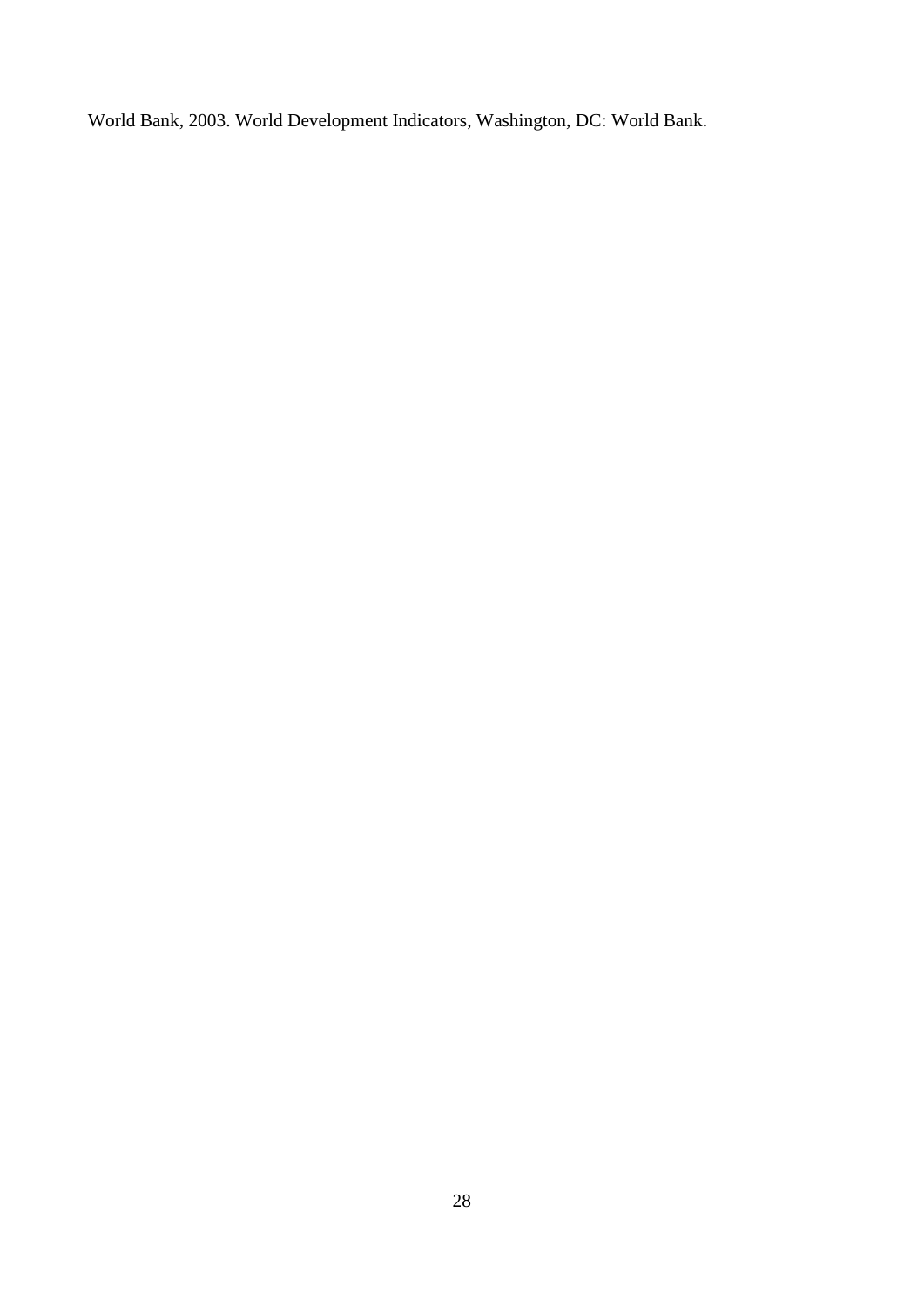World Bank, 2003. World Development Indicators, Washington, DC: World Bank.